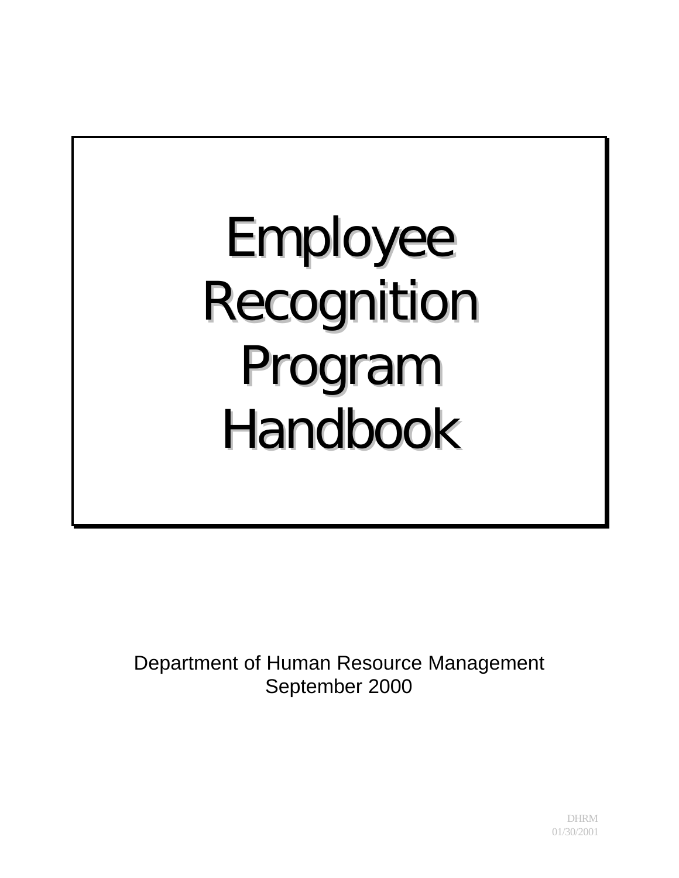# Employee Recognition Program Handbook

Department of Human Resource Management
September 2000

DHRM
01/30/2001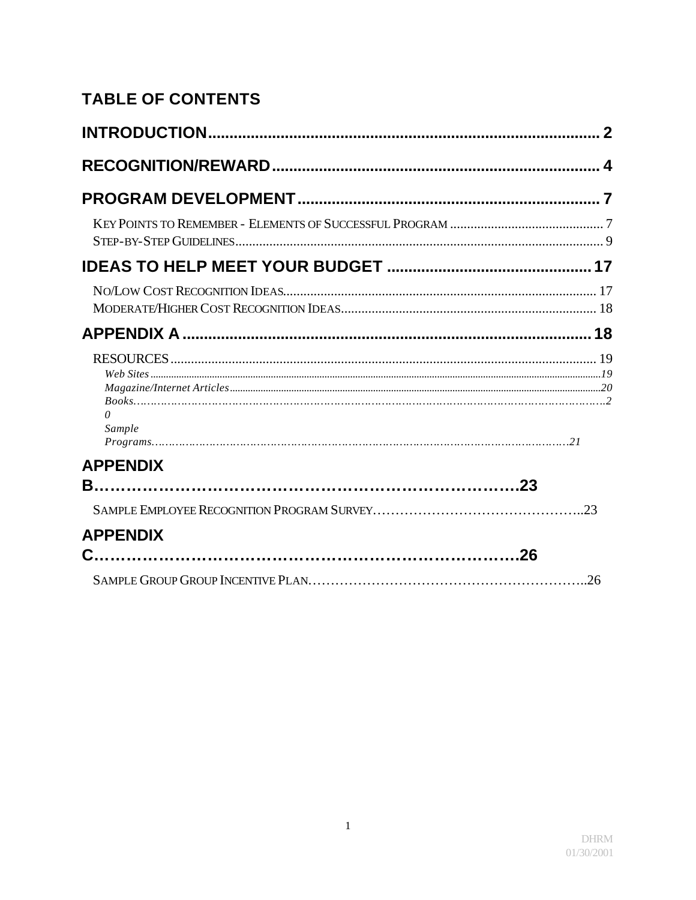# TABLE OF CONTENTS

**INTRODUCTION** ........ 2

**RECOGNITION/REWARD** ........ 4

**PROGRAM DEVELOPMENT** ........ 7

- KEY POINTS TO REMEMBER - ELEMENTS OF SUCCESSFUL PROGRAM ........ 7
- STEP-BY-STEP GUIDELINES ........ 9

**IDEAS TO HELP MEET YOUR BUDGET** ........ 17

- NO/LOW COST RECOGNITION IDEAS ........ 17
- MODERATE/HIGHER COST RECOGNITION IDEAS ........ 18

**APPENDIX A** ........ 18

- RESOURCES ........ 19
  - *Web Sites* ........ *19*
  - *Magazine/Internet Articles* ........ *20*
  - *Books* ........ *20*
  - *Sample Programs* ........ *21*

**APPENDIX B** ........ **23**

- SAMPLE EMPLOYEE RECOGNITION PROGRAM SURVEY ........ 23

**APPENDIX C** ........ **26**

- SAMPLE GROUP GROUP INCENTIVE PLAN ........ 26

DHRM
01/30/2001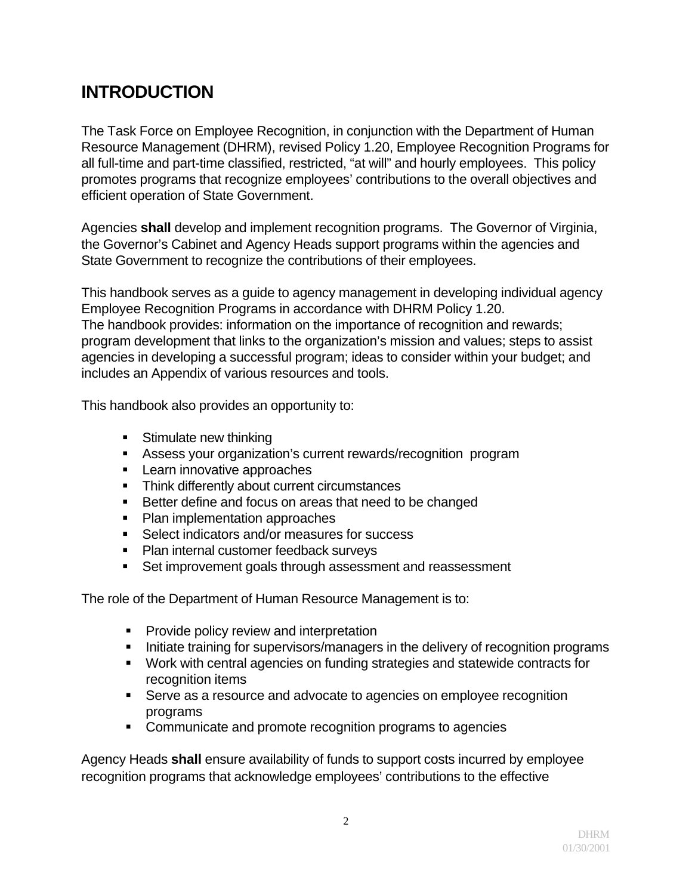# INTRODUCTION

The Task Force on Employee Recognition, in conjunction with the Department of Human Resource Management (DHRM), revised Policy 1.20, Employee Recognition Programs for all full-time and part-time classified, restricted, "at will" and hourly employees. This policy promotes programs that recognize employees' contributions to the overall objectives and efficient operation of State Government.

Agencies **shall** develop and implement recognition programs. The Governor of Virginia, the Governor's Cabinet and Agency Heads support programs within the agencies and State Government to recognize the contributions of their employees.

This handbook serves as a guide to agency management in developing individual agency Employee Recognition Programs in accordance with DHRM Policy 1.20.
The handbook provides: information on the importance of recognition and rewards; program development that links to the organization's mission and values; steps to assist agencies in developing a successful program; ideas to consider within your budget; and includes an Appendix of various resources and tools.

This handbook also provides an opportunity to:

- Stimulate new thinking
- Assess your organization's current rewards/recognition program
- Learn innovative approaches
- Think differently about current circumstances
- Better define and focus on areas that need to be changed
- Plan implementation approaches
- Select indicators and/or measures for success
- Plan internal customer feedback surveys
- Set improvement goals through assessment and reassessment

The role of the Department of Human Resource Management is to:

- Provide policy review and interpretation
- Initiate training for supervisors/managers in the delivery of recognition programs
- Work with central agencies on funding strategies and statewide contracts for recognition items
- Serve as a resource and advocate to agencies on employee recognition programs
- Communicate and promote recognition programs to agencies

Agency Heads **shall** ensure availability of funds to support costs incurred by employee recognition programs that acknowledge employees' contributions to the effective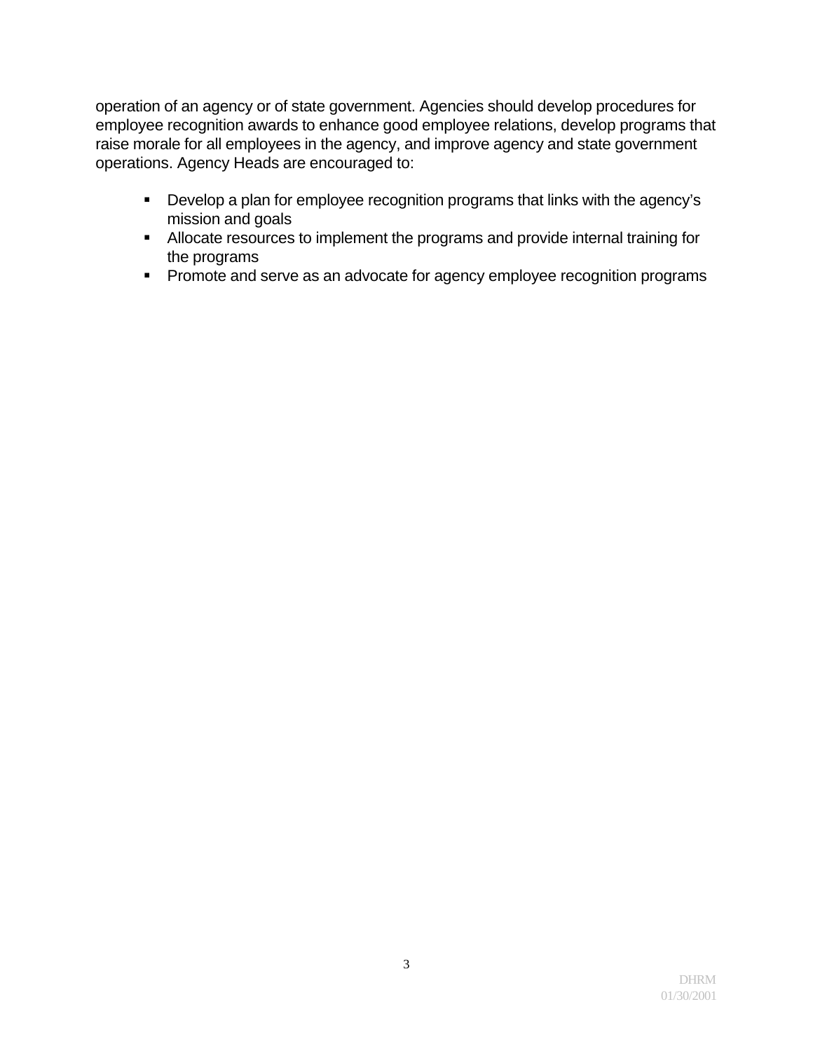operation of an agency or of state government. Agencies should develop procedures for employee recognition awards to enhance good employee relations, develop programs that raise morale for all employees in the agency, and improve agency and state government operations. Agency Heads are encouraged to:

- Develop a plan for employee recognition programs that links with the agency's mission and goals
- Allocate resources to implement the programs and provide internal training for the programs
- Promote and serve as an advocate for agency employee recognition programs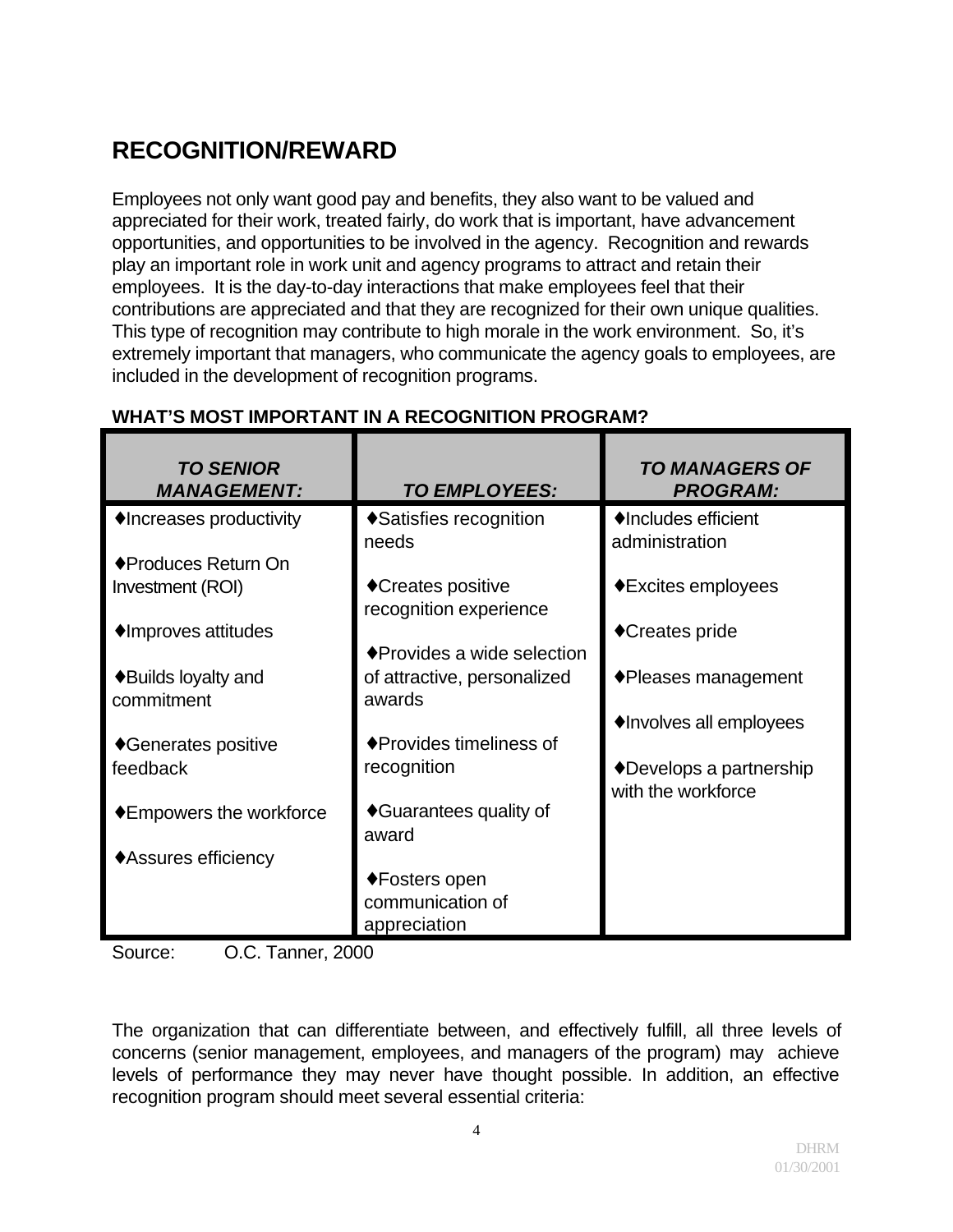## RECOGNITION/REWARD

Employees not only want good pay and benefits, they also want to be valued and appreciated for their work, treated fairly, do work that is important, have advancement opportunities, and opportunities to be involved in the agency. Recognition and rewards play an important role in work unit and agency programs to attract and retain their employees. It is the day-to-day interactions that make employees feel that their contributions are appreciated and that they are recognized for their own unique qualities. This type of recognition may contribute to high morale in the work environment. So, it's extremely important that managers, who communicate the agency goals to employees, are included in the development of recognition programs.

**WHAT'S MOST IMPORTANT IN A RECOGNITION PROGRAM?**

| ***TO SENIOR MANAGEMENT:*** | ***TO EMPLOYEES:*** | ***TO MANAGERS OF PROGRAM:*** |
|---|---|---|
| ♦Increases productivity | ♦Satisfies recognition needs | ♦Includes efficient administration |
| ♦Produces Return On Investment (ROI) | ♦Creates positive recognition experience | ♦Excites employees |
| ♦Improves attitudes | ♦Provides a wide selection of attractive, personalized awards | ♦Creates pride |
| ♦Builds loyalty and commitment | ♦Provides timeliness of recognition | ♦Pleases management |
| ♦Generates positive feedback | ♦Guarantees quality of award | ♦Involves all employees |
| ♦Empowers the workforce | ♦Fosters open communication of appreciation | ♦Develops a partnership with the workforce |
| ♦Assures efficiency | | |

Source: O.C. Tanner, 2000

The organization that can differentiate between, and effectively fulfill, all three levels of concerns (senior management, employees, and managers of the program) may achieve levels of performance they may never have thought possible. In addition, an effective recognition program should meet several essential criteria: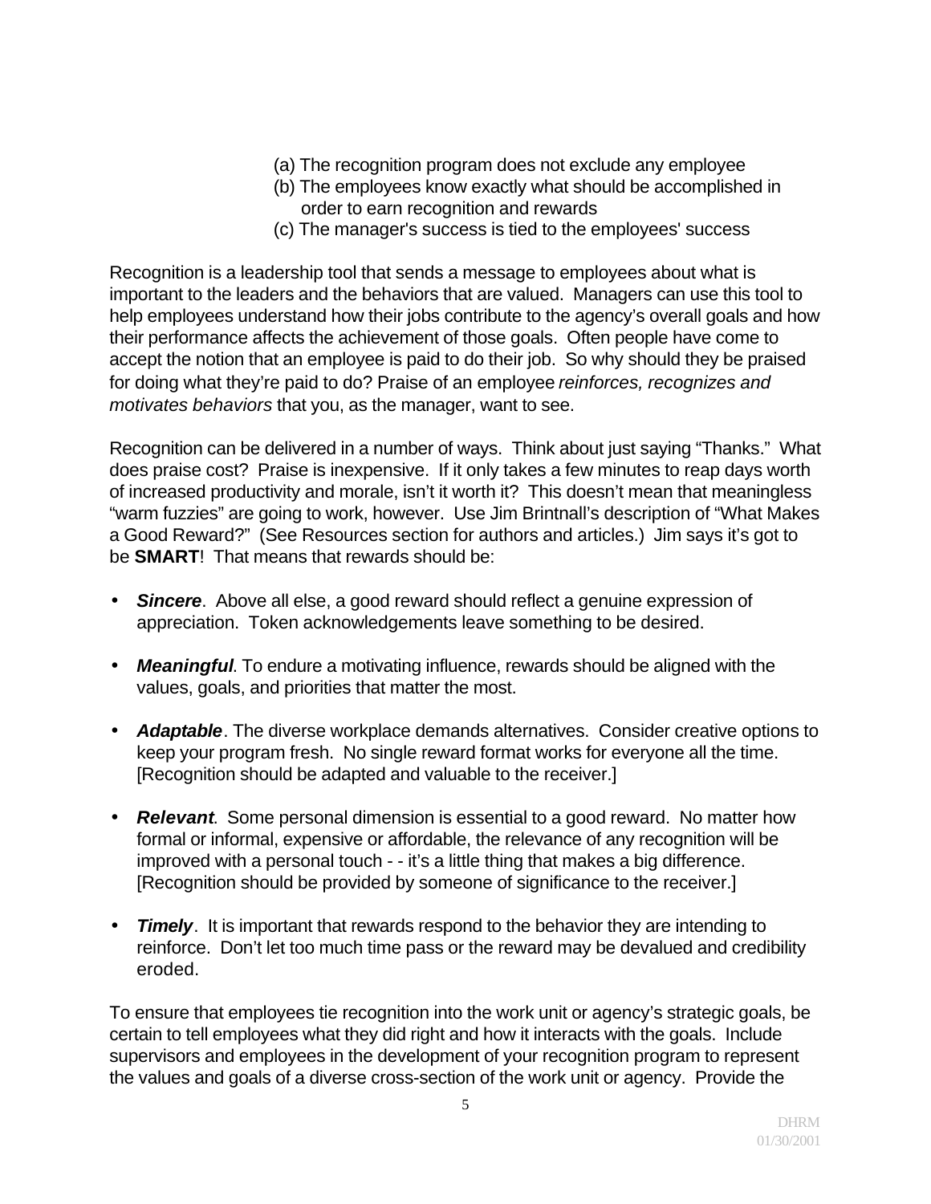(a) The recognition program does not exclude any employee
(b) The employees know exactly what should be accomplished in order to earn recognition and rewards
(c) The manager's success is tied to the employees' success

Recognition is a leadership tool that sends a message to employees about what is important to the leaders and the behaviors that are valued. Managers can use this tool to help employees understand how their jobs contribute to the agency's overall goals and how their performance affects the achievement of those goals. Often people have come to accept the notion that an employee is paid to do their job. So why should they be praised for doing what they're paid to do? Praise of an employee *reinforces, recognizes and motivates behaviors* that you, as the manager, want to see.

Recognition can be delivered in a number of ways. Think about just saying "Thanks." What does praise cost? Praise is inexpensive. If it only takes a few minutes to reap days worth of increased productivity and morale, isn't it worth it? This doesn't mean that meaningless "warm fuzzies" are going to work, however. Use Jim Brintnall's description of "What Makes a Good Reward?" (See Resources section for authors and articles.) Jim says it's got to be **SMART**! That means that rewards should be:

- ***Sincere***. Above all else, a good reward should reflect a genuine expression of appreciation. Token acknowledgements leave something to be desired.

- ***Meaningful***. To endure a motivating influence, rewards should be aligned with the values, goals, and priorities that matter the most.

- ***Adaptable***. The diverse workplace demands alternatives. Consider creative options to keep your program fresh. No single reward format works for everyone all the time. [Recognition should be adapted and valuable to the receiver.]

- ***Relevant***. Some personal dimension is essential to a good reward. No matter how formal or informal, expensive or affordable, the relevance of any recognition will be improved with a personal touch - - it's a little thing that makes a big difference. [Recognition should be provided by someone of significance to the receiver.]

- ***Timely***. It is important that rewards respond to the behavior they are intending to reinforce. Don't let too much time pass or the reward may be devalued and credibility eroded.

To ensure that employees tie recognition into the work unit or agency's strategic goals, be certain to tell employees what they did right and how it interacts with the goals. Include supervisors and employees in the development of your recognition program to represent the values and goals of a diverse cross-section of the work unit or agency. Provide the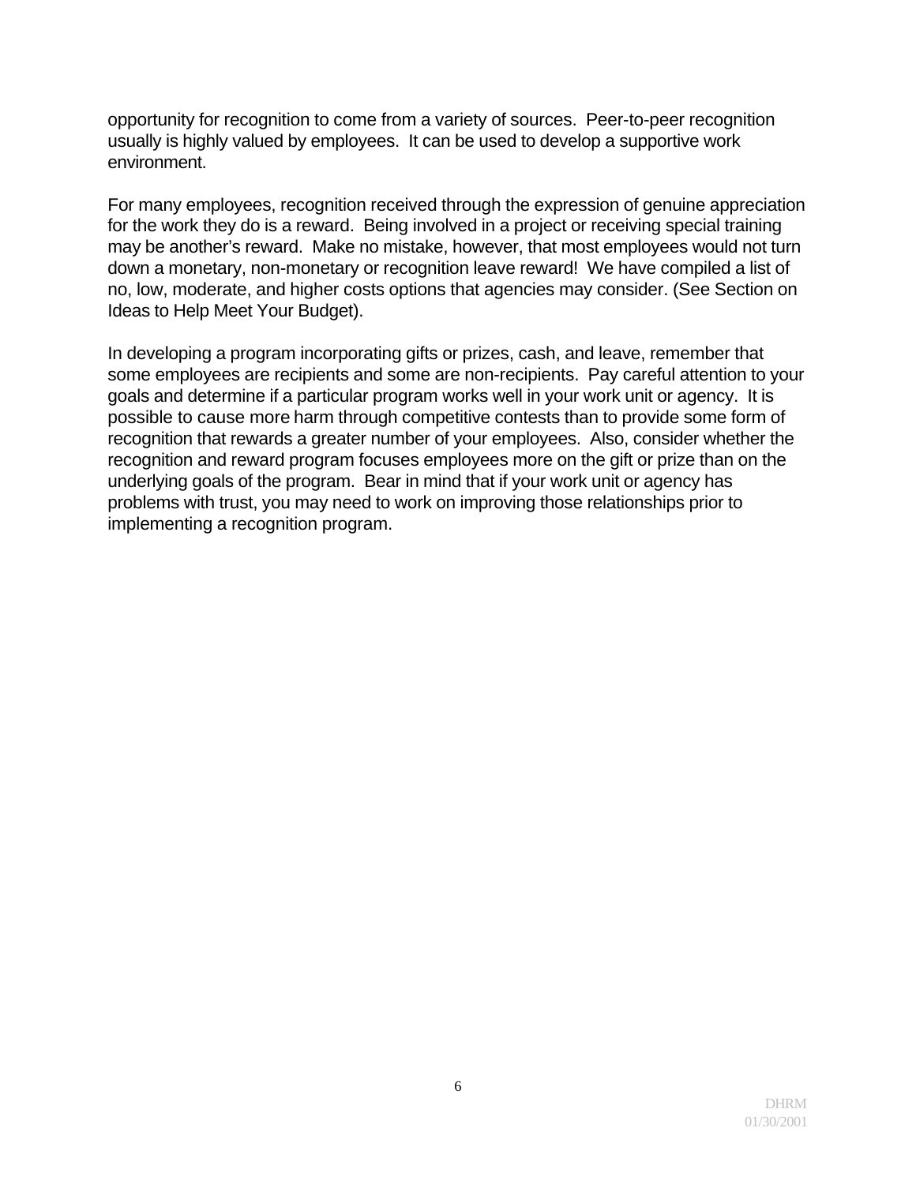opportunity for recognition to come from a variety of sources. Peer-to-peer recognition usually is highly valued by employees. It can be used to develop a supportive work environment.

For many employees, recognition received through the expression of genuine appreciation for the work they do is a reward. Being involved in a project or receiving special training may be another's reward. Make no mistake, however, that most employees would not turn down a monetary, non-monetary or recognition leave reward! We have compiled a list of no, low, moderate, and higher costs options that agencies may consider. (See Section on Ideas to Help Meet Your Budget).

In developing a program incorporating gifts or prizes, cash, and leave, remember that some employees are recipients and some are non-recipients. Pay careful attention to your goals and determine if a particular program works well in your work unit or agency. It is possible to cause more harm through competitive contests than to provide some form of recognition that rewards a greater number of your employees. Also, consider whether the recognition and reward program focuses employees more on the gift or prize than on the underlying goals of the program. Bear in mind that if your work unit or agency has problems with trust, you may need to work on improving those relationships prior to implementing a recognition program.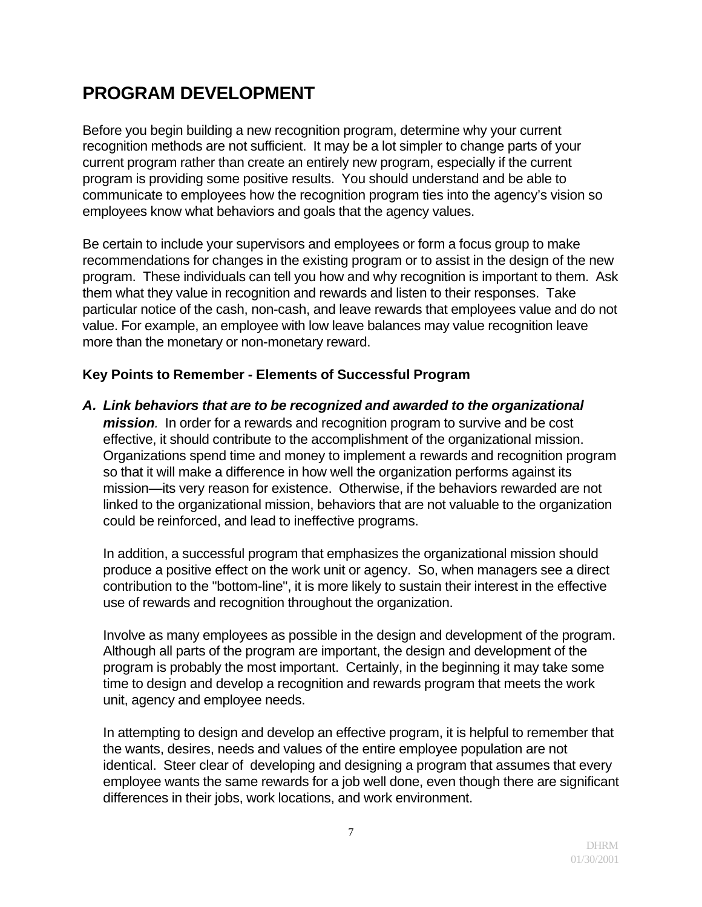## PROGRAM DEVELOPMENT

Before you begin building a new recognition program, determine why your current recognition methods are not sufficient. It may be a lot simpler to change parts of your current program rather than create an entirely new program, especially if the current program is providing some positive results. You should understand and be able to communicate to employees how the recognition program ties into the agency's vision so employees know what behaviors and goals that the agency values.

Be certain to include your supervisors and employees or form a focus group to make recommendations for changes in the existing program or to assist in the design of the new program. These individuals can tell you how and why recognition is important to them. Ask them what they value in recognition and rewards and listen to their responses. Take particular notice of the cash, non-cash, and leave rewards that employees value and do not value. For example, an employee with low leave balances may value recognition leave more than the monetary or non-monetary reward.

### Key Points to Remember - Elements of Successful Program

**A. *Link behaviors that are to be recognized and awarded to the organizational mission*.** In order for a rewards and recognition program to survive and be cost effective, it should contribute to the accomplishment of the organizational mission. Organizations spend time and money to implement a rewards and recognition program so that it will make a difference in how well the organization performs against its mission—its very reason for existence. Otherwise, if the behaviors rewarded are not linked to the organizational mission, behaviors that are not valuable to the organization could be reinforced, and lead to ineffective programs.

In addition, a successful program that emphasizes the organizational mission should produce a positive effect on the work unit or agency. So, when managers see a direct contribution to the "bottom-line", it is more likely to sustain their interest in the effective use of rewards and recognition throughout the organization.

Involve as many employees as possible in the design and development of the program. Although all parts of the program are important, the design and development of the program is probably the most important. Certainly, in the beginning it may take some time to design and develop a recognition and rewards program that meets the work unit, agency and employee needs.

In attempting to design and develop an effective program, it is helpful to remember that the wants, desires, needs and values of the entire employee population are not identical. Steer clear of developing and designing a program that assumes that every employee wants the same rewards for a job well done, even though there are significant differences in their jobs, work locations, and work environment.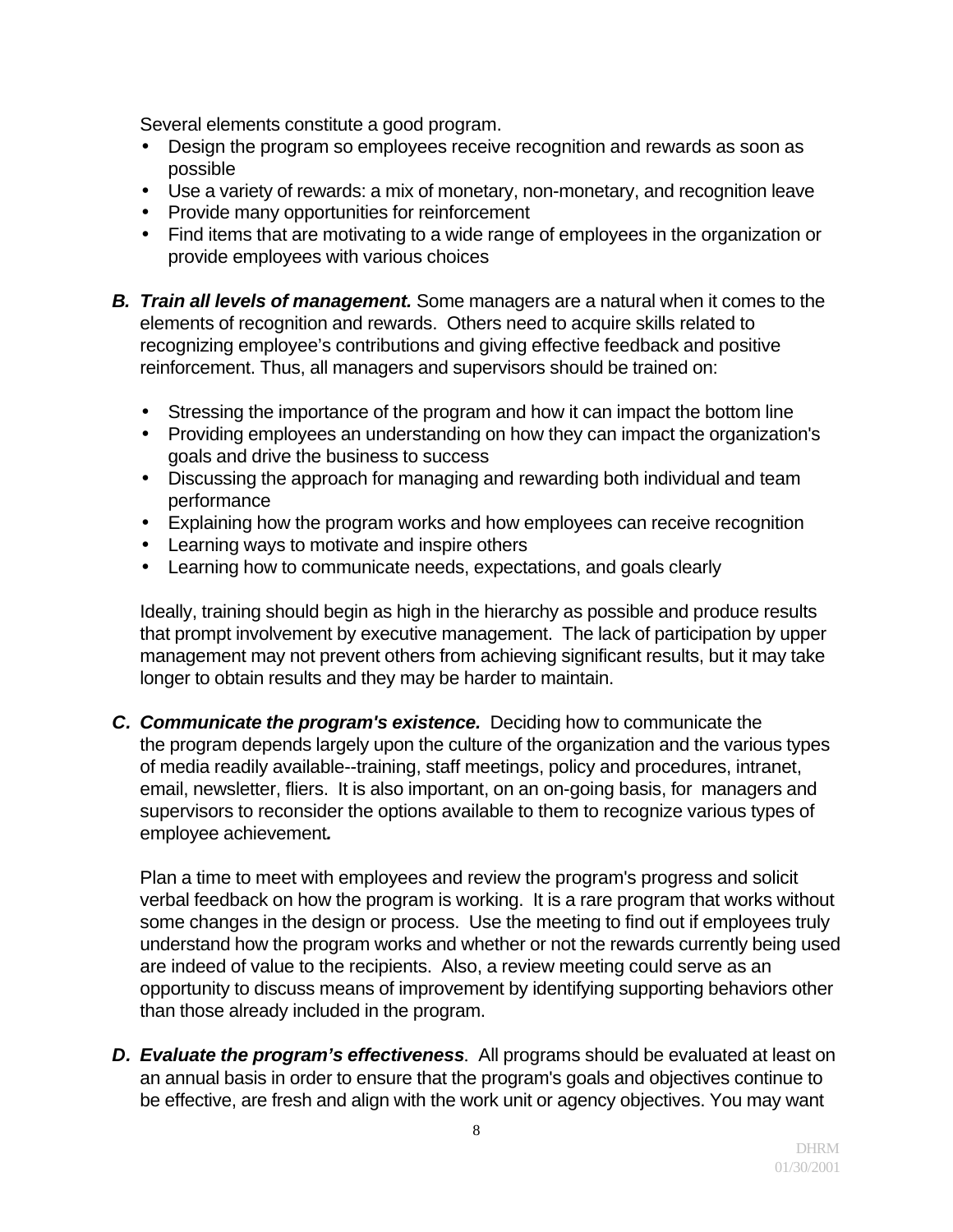Several elements constitute a good program.

- Design the program so employees receive recognition and rewards as soon as possible
- Use a variety of rewards: a mix of monetary, non-monetary, and recognition leave
- Provide many opportunities for reinforcement
- Find items that are motivating to a wide range of employees in the organization or provide employees with various choices

**B. *Train all levels of management.*** Some managers are a natural when it comes to the elements of recognition and rewards. Others need to acquire skills related to recognizing employee's contributions and giving effective feedback and positive reinforcement. Thus, all managers and supervisors should be trained on:

- Stressing the importance of the program and how it can impact the bottom line
- Providing employees an understanding on how they can impact the organization's goals and drive the business to success
- Discussing the approach for managing and rewarding both individual and team performance
- Explaining how the program works and how employees can receive recognition
- Learning ways to motivate and inspire others
- Learning how to communicate needs, expectations, and goals clearly

Ideally, training should begin as high in the hierarchy as possible and produce results that prompt involvement by executive management. The lack of participation by upper management may not prevent others from achieving significant results, but it may take longer to obtain results and they may be harder to maintain.

**C. *Communicate the program's existence.*** Deciding how to communicate the the program depends largely upon the culture of the organization and the various types of media readily available--training, staff meetings, policy and procedures, intranet, email, newsletter, fliers. It is also important, on an on-going basis, for managers and supervisors to reconsider the options available to them to recognize various types of employee achievement.

Plan a time to meet with employees and review the program's progress and solicit verbal feedback on how the program is working. It is a rare program that works without some changes in the design or process. Use the meeting to find out if employees truly understand how the program works and whether or not the rewards currently being used are indeed of value to the recipients. Also, a review meeting could serve as an opportunity to discuss means of improvement by identifying supporting behaviors other than those already included in the program.

**D. *Evaluate the program's effectiveness*.** All programs should be evaluated at least on an annual basis in order to ensure that the program's goals and objectives continue to be effective, are fresh and align with the work unit or agency objectives. You may want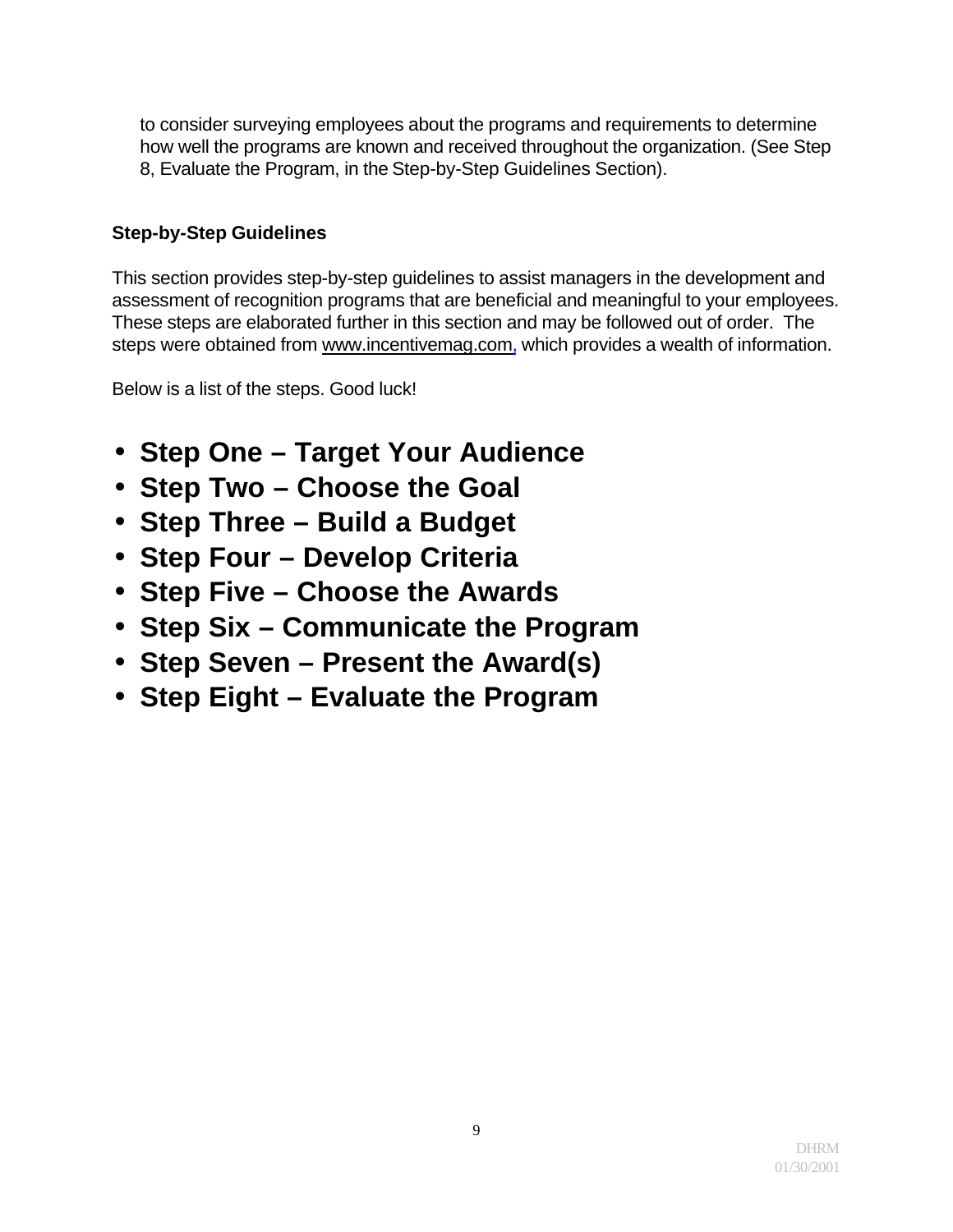to consider surveying employees about the programs and requirements to determine how well the programs are known and received throughout the organization. (See Step 8, Evaluate the Program, in the Step-by-Step Guidelines Section).

### Step-by-Step Guidelines

This section provides step-by-step guidelines to assist managers in the development and assessment of recognition programs that are beneficial and meaningful to your employees. These steps are elaborated further in this section and may be followed out of order. The steps were obtained from www.incentivemag.com, which provides a wealth of information.

Below is a list of the steps. Good luck!

- **Step One – Target Your Audience**
- **Step Two – Choose the Goal**
- **Step Three – Build a Budget**
- **Step Four – Develop Criteria**
- **Step Five – Choose the Awards**
- **Step Six – Communicate the Program**
- **Step Seven – Present the Award(s)**
- **Step Eight – Evaluate the Program**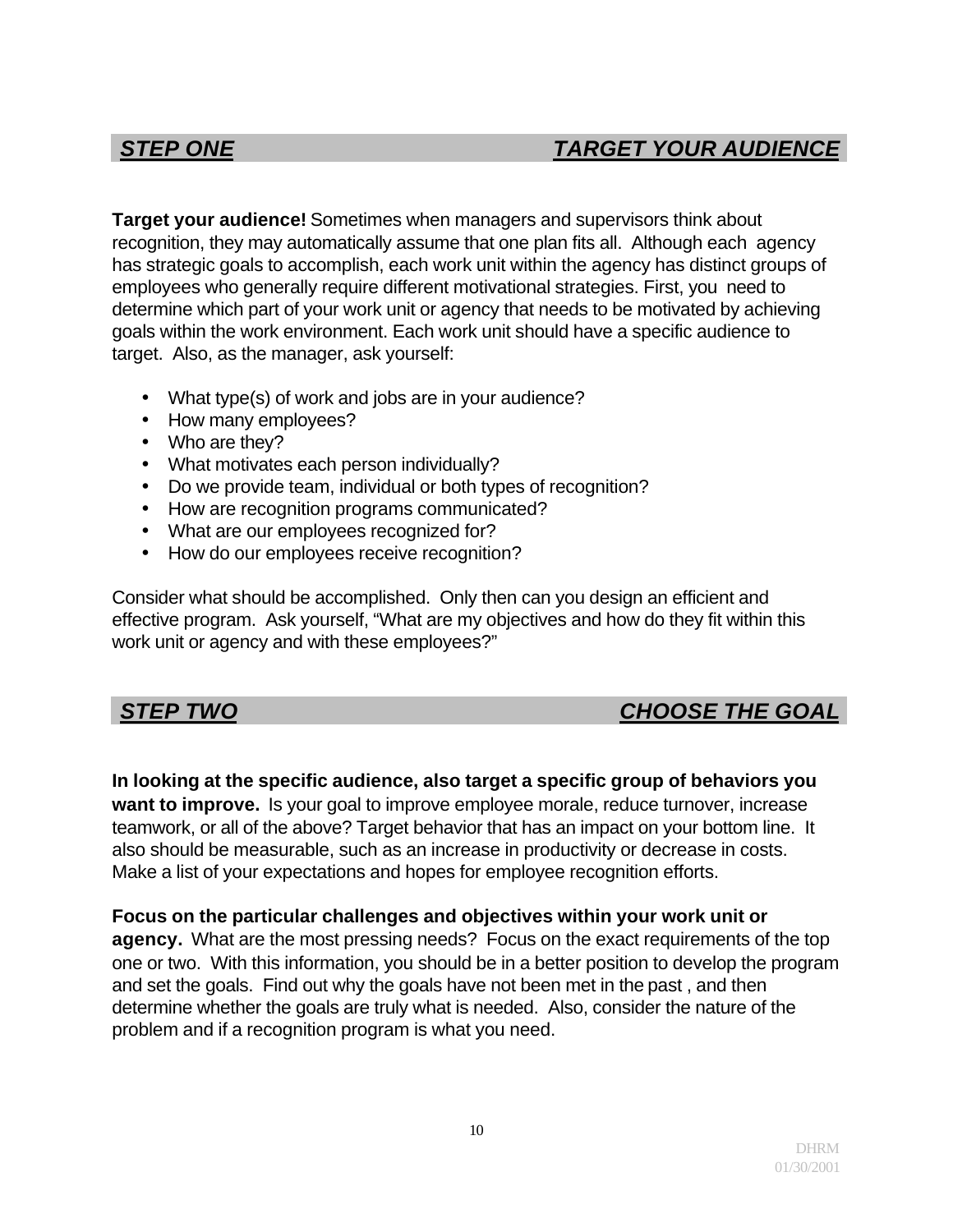## *STEP ONE — TARGET YOUR AUDIENCE*

**Target your audience!** Sometimes when managers and supervisors think about recognition, they may automatically assume that one plan fits all. Although each agency has strategic goals to accomplish, each work unit within the agency has distinct groups of employees who generally require different motivational strategies. First, you need to determine which part of your work unit or agency that needs to be motivated by achieving goals within the work environment. Each work unit should have a specific audience to target. Also, as the manager, ask yourself:

- What type(s) of work and jobs are in your audience?
- How many employees?
- Who are they?
- What motivates each person individually?
- Do we provide team, individual or both types of recognition?
- How are recognition programs communicated?
- What are our employees recognized for?
- How do our employees receive recognition?

Consider what should be accomplished. Only then can you design an efficient and effective program. Ask yourself, "What are my objectives and how do they fit within this work unit or agency and with these employees?"

## *STEP TWO — CHOOSE THE GOAL*

**In looking at the specific audience, also target a specific group of behaviors you want to improve.** Is your goal to improve employee morale, reduce turnover, increase teamwork, or all of the above? Target behavior that has an impact on your bottom line. It also should be measurable, such as an increase in productivity or decrease in costs. Make a list of your expectations and hopes for employee recognition efforts.

**Focus on the particular challenges and objectives within your work unit or agency.** What are the most pressing needs? Focus on the exact requirements of the top one or two. With this information, you should be in a better position to develop the program and set the goals. Find out why the goals have not been met in the past , and then determine whether the goals are truly what is needed. Also, consider the nature of the problem and if a recognition program is what you need.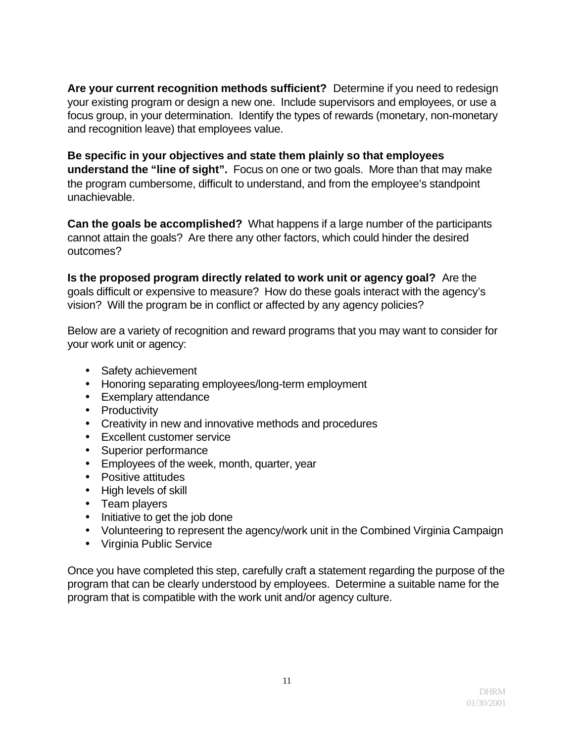**Are your current recognition methods sufficient?** Determine if you need to redesign your existing program or design a new one. Include supervisors and employees, or use a focus group, in your determination. Identify the types of rewards (monetary, non-monetary and recognition leave) that employees value.

**Be specific in your objectives and state them plainly so that employees understand the "line of sight".** Focus on one or two goals. More than that may make the program cumbersome, difficult to understand, and from the employee's standpoint unachievable.

**Can the goals be accomplished?** What happens if a large number of the participants cannot attain the goals? Are there any other factors, which could hinder the desired outcomes?

**Is the proposed program directly related to work unit or agency goal?** Are the goals difficult or expensive to measure? How do these goals interact with the agency's vision? Will the program be in conflict or affected by any agency policies?

Below are a variety of recognition and reward programs that you may want to consider for your work unit or agency:

- Safety achievement
- Honoring separating employees/long-term employment
- Exemplary attendance
- Productivity
- Creativity in new and innovative methods and procedures
- Excellent customer service
- Superior performance
- Employees of the week, month, quarter, year
- Positive attitudes
- High levels of skill
- Team players
- Initiative to get the job done
- Volunteering to represent the agency/work unit in the Combined Virginia Campaign
- Virginia Public Service

Once you have completed this step, carefully craft a statement regarding the purpose of the program that can be clearly understood by employees. Determine a suitable name for the program that is compatible with the work unit and/or agency culture.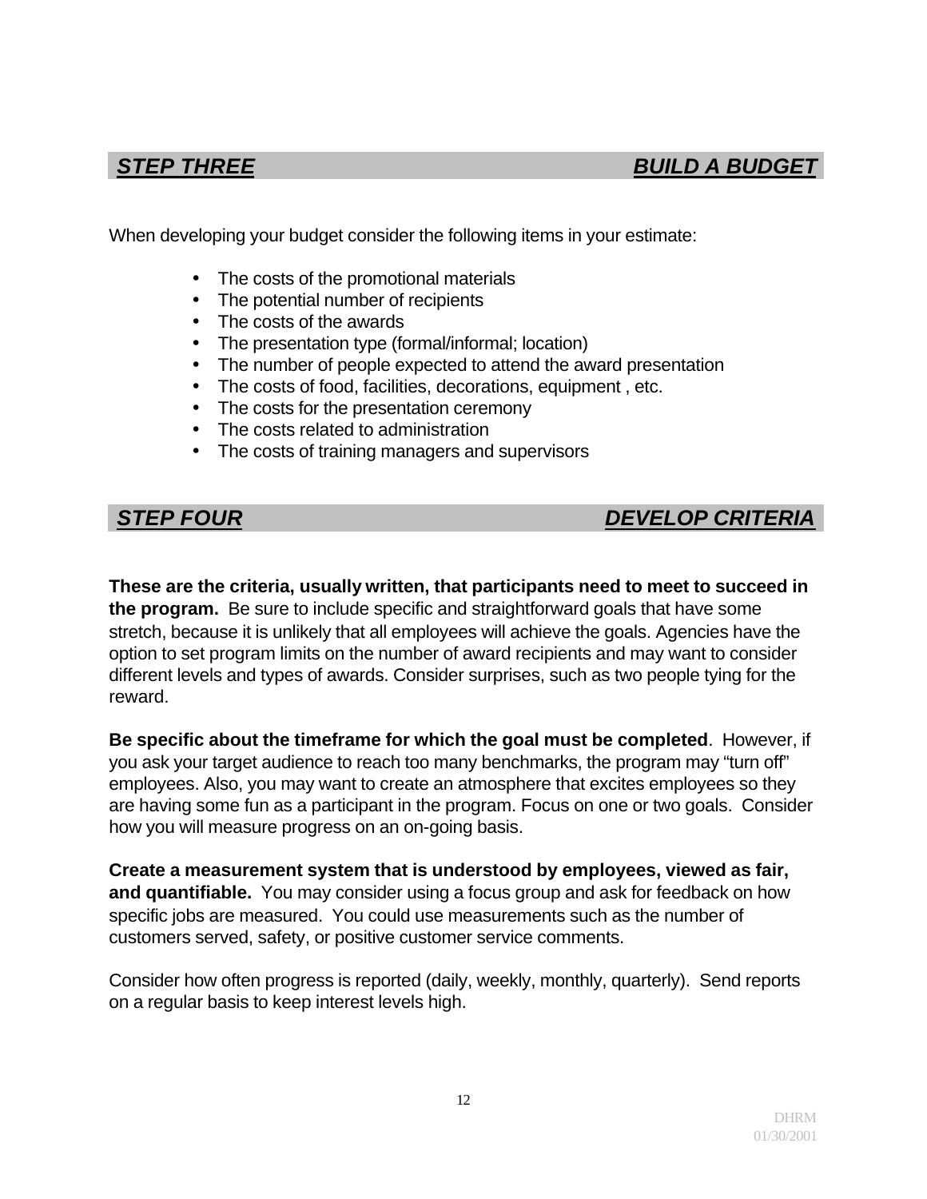## ***STEP THREE*** — ***BUILD A BUDGET***

When developing your budget consider the following items in your estimate:

- The costs of the promotional materials
- The potential number of recipients
- The costs of the awards
- The presentation type (formal/informal; location)
- The number of people expected to attend the award presentation
- The costs of food, facilities, decorations, equipment , etc.
- The costs for the presentation ceremony
- The costs related to administration
- The costs of training managers and supervisors

## ***STEP FOUR*** — ***DEVELOP CRITERIA***

**These are the criteria, usually written, that participants need to meet to succeed in the program.** Be sure to include specific and straightforward goals that have some stretch, because it is unlikely that all employees will achieve the goals. Agencies have the option to set program limits on the number of award recipients and may want to consider different levels and types of awards. Consider surprises, such as two people tying for the reward.

**Be specific about the timeframe for which the goal must be completed**. However, if you ask your target audience to reach too many benchmarks, the program may "turn off" employees. Also, you may want to create an atmosphere that excites employees so they are having some fun as a participant in the program. Focus on one or two goals. Consider how you will measure progress on an on-going basis.

**Create a measurement system that is understood by employees, viewed as fair, and quantifiable.** You may consider using a focus group and ask for feedback on how specific jobs are measured. You could use measurements such as the number of customers served, safety, or positive customer service comments.

Consider how often progress is reported (daily, weekly, monthly, quarterly). Send reports on a regular basis to keep interest levels high.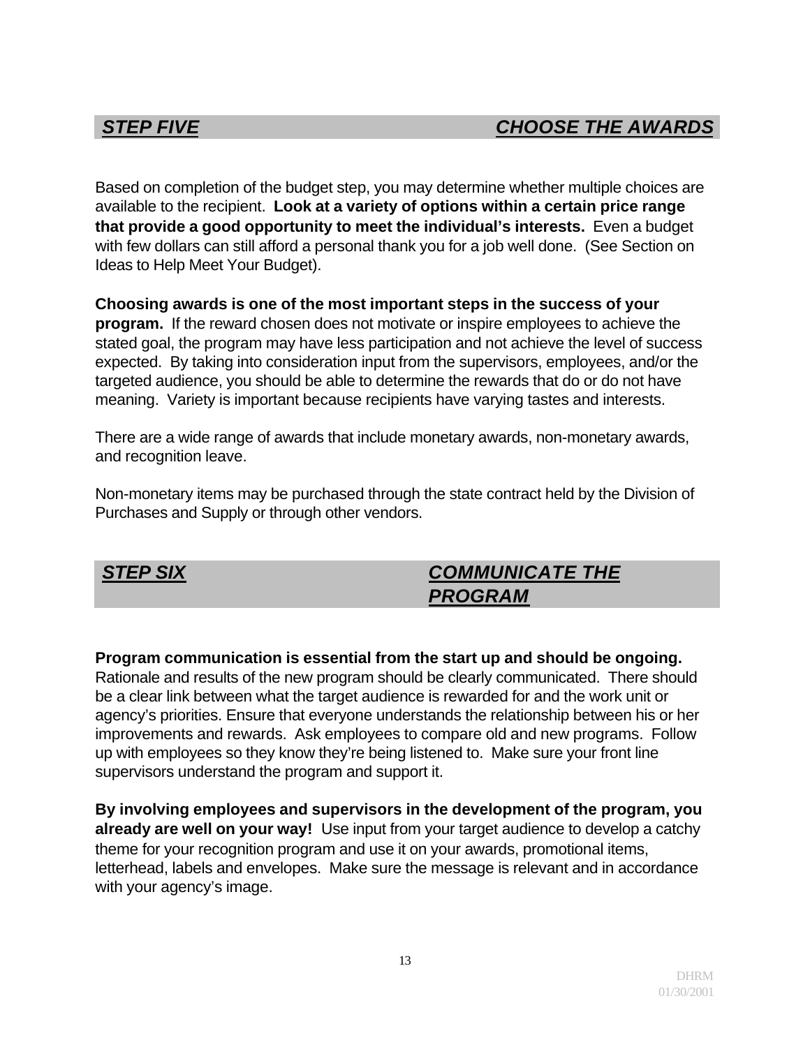## ***STEP FIVE*** — ***CHOOSE THE AWARDS***

Based on completion of the budget step, you may determine whether multiple choices are available to the recipient. **Look at a variety of options within a certain price range that provide a good opportunity to meet the individual's interests.** Even a budget with few dollars can still afford a personal thank you for a job well done. (See Section on Ideas to Help Meet Your Budget).

**Choosing awards is one of the most important steps in the success of your program.** If the reward chosen does not motivate or inspire employees to achieve the stated goal, the program may have less participation and not achieve the level of success expected. By taking into consideration input from the supervisors, employees, and/or the targeted audience, you should be able to determine the rewards that do or do not have meaning. Variety is important because recipients have varying tastes and interests.

There are a wide range of awards that include monetary awards, non-monetary awards, and recognition leave.

Non-monetary items may be purchased through the state contract held by the Division of Purchases and Supply or through other vendors.

## ***STEP SIX*** — ***COMMUNICATE THE PROGRAM***

**Program communication is essential from the start up and should be ongoing.** Rationale and results of the new program should be clearly communicated. There should be a clear link between what the target audience is rewarded for and the work unit or agency's priorities. Ensure that everyone understands the relationship between his or her improvements and rewards. Ask employees to compare old and new programs. Follow up with employees so they know they're being listened to. Make sure your front line supervisors understand the program and support it.

**By involving employees and supervisors in the development of the program, you already are well on your way!** Use input from your target audience to develop a catchy theme for your recognition program and use it on your awards, promotional items, letterhead, labels and envelopes. Make sure the message is relevant and in accordance with your agency's image.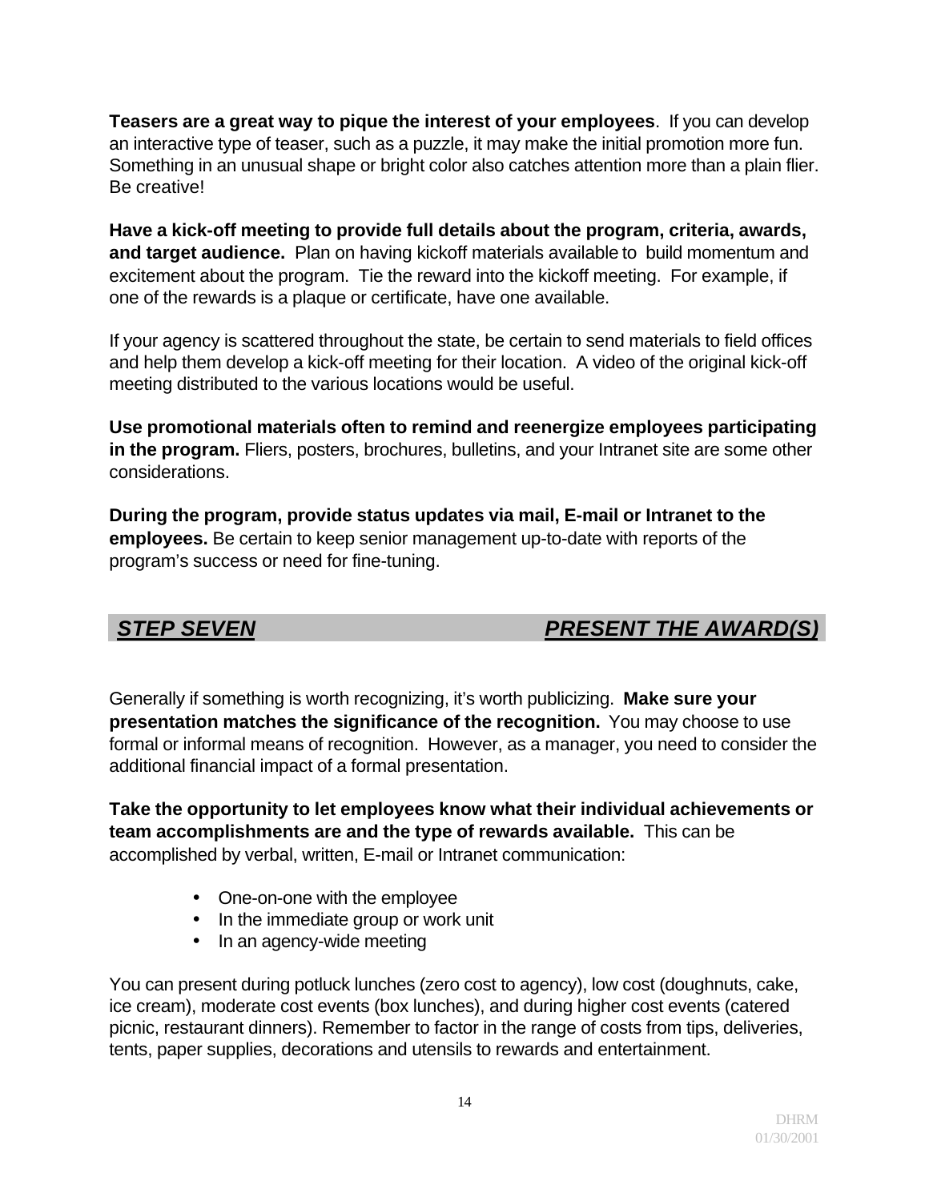**Teasers are a great way to pique the interest of your employees**. If you can develop an interactive type of teaser, such as a puzzle, it may make the initial promotion more fun. Something in an unusual shape or bright color also catches attention more than a plain flier. Be creative!

**Have a kick-off meeting to provide full details about the program, criteria, awards, and target audience.** Plan on having kickoff materials available to build momentum and excitement about the program. Tie the reward into the kickoff meeting. For example, if one of the rewards is a plaque or certificate, have one available.

If your agency is scattered throughout the state, be certain to send materials to field offices and help them develop a kick-off meeting for their location. A video of the original kick-off meeting distributed to the various locations would be useful.

**Use promotional materials often to remind and reenergize employees participating in the program.** Fliers, posters, brochures, bulletins, and your Intranet site are some other considerations.

**During the program, provide status updates via mail, E-mail or Intranet to the employees.** Be certain to keep senior management up-to-date with reports of the program's success or need for fine-tuning.

## ***STEP SEVEN*** ***PRESENT THE AWARD(S)***

Generally if something is worth recognizing, it's worth publicizing. **Make sure your presentation matches the significance of the recognition.** You may choose to use formal or informal means of recognition. However, as a manager, you need to consider the additional financial impact of a formal presentation.

**Take the opportunity to let employees know what their individual achievements or team accomplishments are and the type of rewards available.** This can be accomplished by verbal, written, E-mail or Intranet communication:

- One-on-one with the employee
- In the immediate group or work unit
- In an agency-wide meeting

You can present during potluck lunches (zero cost to agency), low cost (doughnuts, cake, ice cream), moderate cost events (box lunches), and during higher cost events (catered picnic, restaurant dinners). Remember to factor in the range of costs from tips, deliveries, tents, paper supplies, decorations and utensils to rewards and entertainment.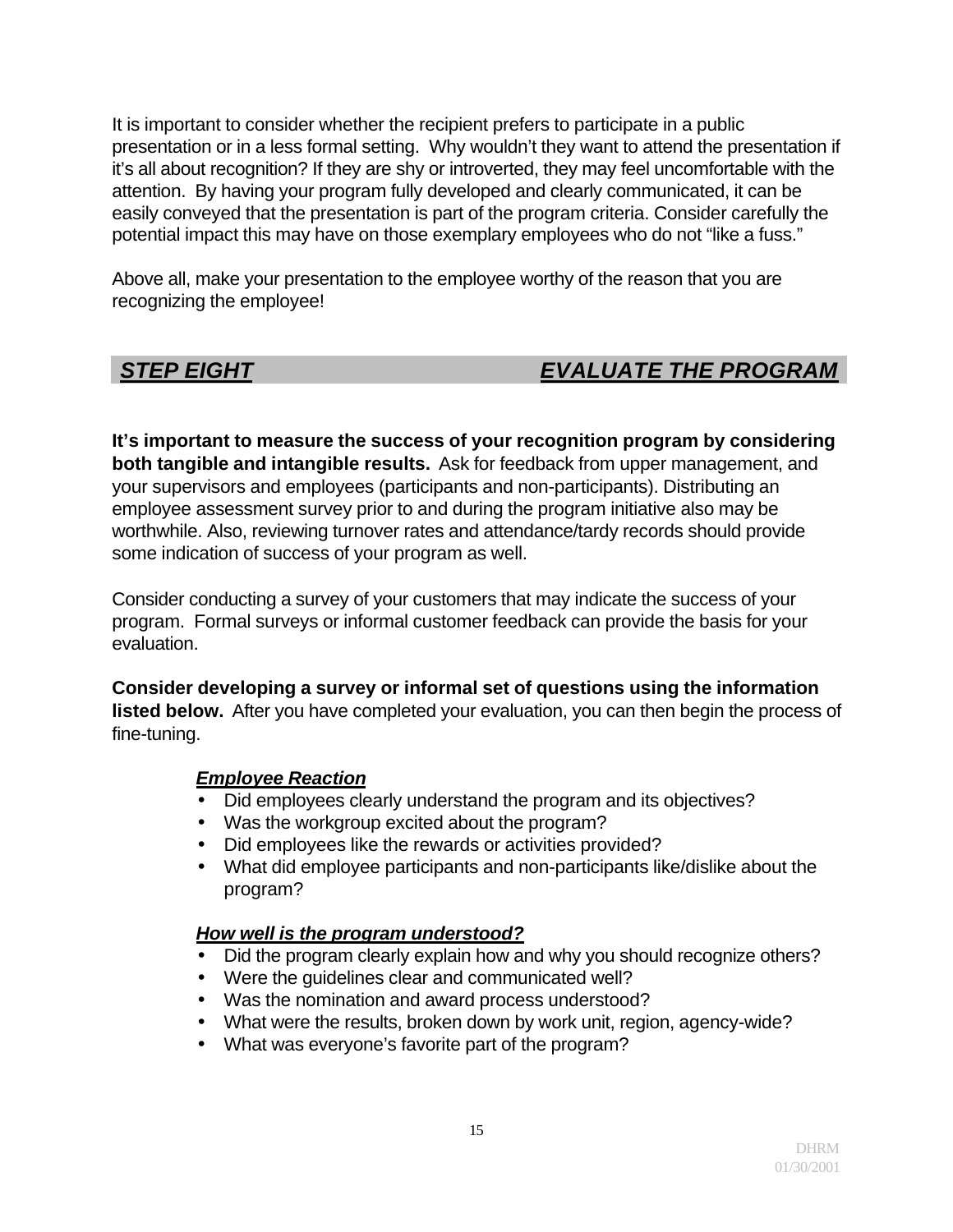It is important to consider whether the recipient prefers to participate in a public presentation or in a less formal setting. Why wouldn't they want to attend the presentation if it's all about recognition? If they are shy or introverted, they may feel uncomfortable with the attention. By having your program fully developed and clearly communicated, it can be easily conveyed that the presentation is part of the program criteria. Consider carefully the potential impact this may have on those exemplary employees who do not "like a fuss."

Above all, make your presentation to the employee worthy of the reason that you are recognizing the employee!

## *STEP EIGHT — EVALUATE THE PROGRAM*

**It's important to measure the success of your recognition program by considering both tangible and intangible results.** Ask for feedback from upper management, and your supervisors and employees (participants and non-participants). Distributing an employee assessment survey prior to and during the program initiative also may be worthwhile. Also, reviewing turnover rates and attendance/tardy records should provide some indication of success of your program as well.

Consider conducting a survey of your customers that may indicate the success of your program. Formal surveys or informal customer feedback can provide the basis for your evaluation.

**Consider developing a survey or informal set of questions using the information listed below.** After you have completed your evaluation, you can then begin the process of fine-tuning.

***Employee Reaction***

- Did employees clearly understand the program and its objectives?
- Was the workgroup excited about the program?
- Did employees like the rewards or activities provided?
- What did employee participants and non-participants like/dislike about the program?

***How well is the program understood?***

- Did the program clearly explain how and why you should recognize others?
- Were the guidelines clear and communicated well?
- Was the nomination and award process understood?
- What were the results, broken down by work unit, region, agency-wide?
- What was everyone's favorite part of the program?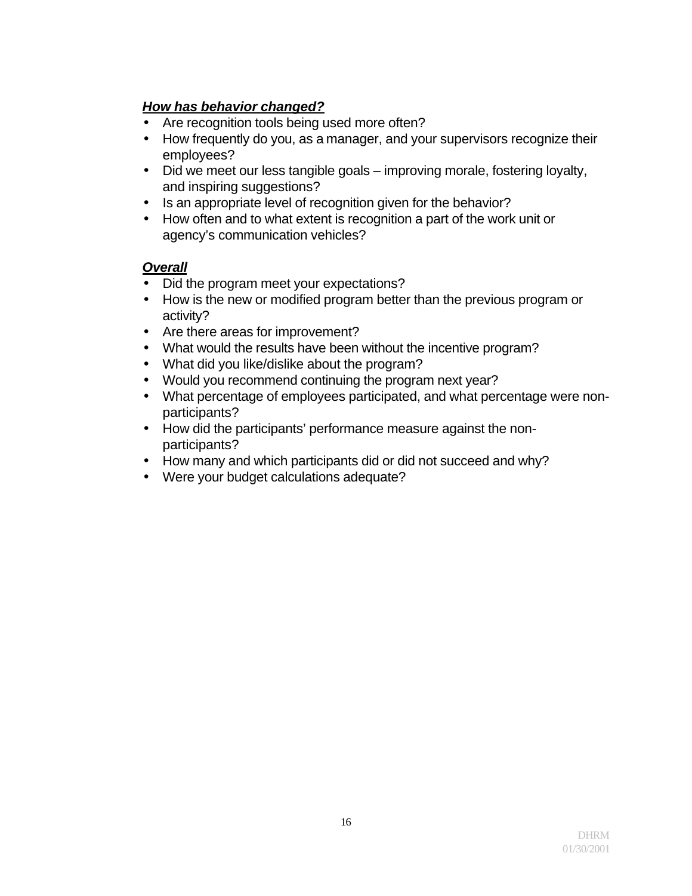***How has behavior changed?***

- Are recognition tools being used more often?
- How frequently do you, as a manager, and your supervisors recognize their employees?
- Did we meet our less tangible goals – improving morale, fostering loyalty, and inspiring suggestions?
- Is an appropriate level of recognition given for the behavior?
- How often and to what extent is recognition a part of the work unit or agency's communication vehicles?

***Overall***

- Did the program meet your expectations?
- How is the new or modified program better than the previous program or activity?
- Are there areas for improvement?
- What would the results have been without the incentive program?
- What did you like/dislike about the program?
- Would you recommend continuing the program next year?
- What percentage of employees participated, and what percentage were non-participants?
- How did the participants' performance measure against the non-participants?
- How many and which participants did or did not succeed and why?
- Were your budget calculations adequate?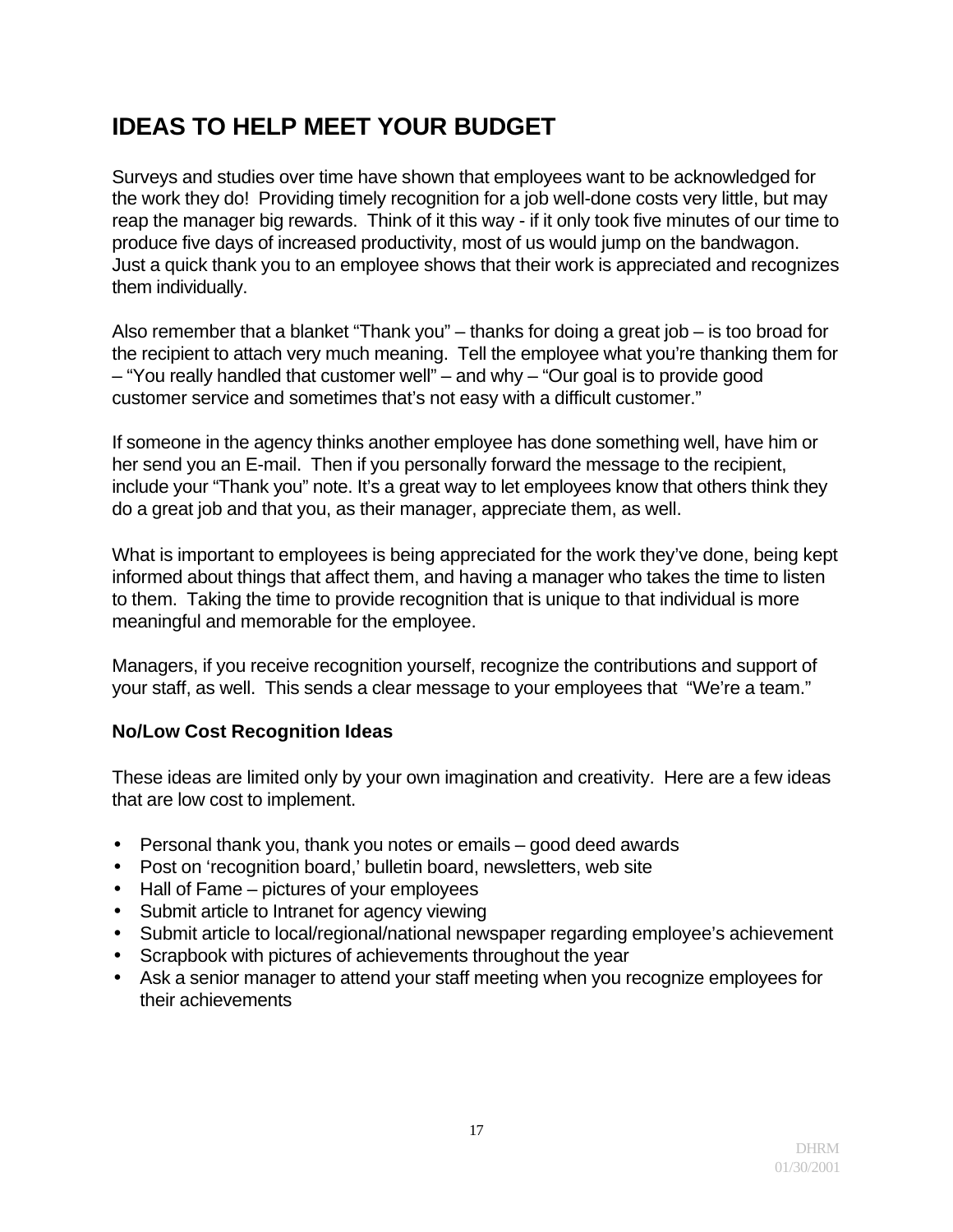## IDEAS TO HELP MEET YOUR BUDGET

Surveys and studies over time have shown that employees want to be acknowledged for the work they do! Providing timely recognition for a job well-done costs very little, but may reap the manager big rewards. Think of it this way - if it only took five minutes of our time to produce five days of increased productivity, most of us would jump on the bandwagon. Just a quick thank you to an employee shows that their work is appreciated and recognizes them individually.

Also remember that a blanket "Thank you" – thanks for doing a great job – is too broad for the recipient to attach very much meaning. Tell the employee what you're thanking them for – "You really handled that customer well" – and why – "Our goal is to provide good customer service and sometimes that's not easy with a difficult customer."

If someone in the agency thinks another employee has done something well, have him or her send you an E-mail. Then if you personally forward the message to the recipient, include your "Thank you" note. It's a great way to let employees know that others think they do a great job and that you, as their manager, appreciate them, as well.

What is important to employees is being appreciated for the work they've done, being kept informed about things that affect them, and having a manager who takes the time to listen to them. Taking the time to provide recognition that is unique to that individual is more meaningful and memorable for the employee.

Managers, if you receive recognition yourself, recognize the contributions and support of your staff, as well. This sends a clear message to your employees that "We're a team."

### No/Low Cost Recognition Ideas

These ideas are limited only by your own imagination and creativity. Here are a few ideas that are low cost to implement.

- Personal thank you, thank you notes or emails – good deed awards
- Post on 'recognition board,' bulletin board, newsletters, web site
- Hall of Fame – pictures of your employees
- Submit article to Intranet for agency viewing
- Submit article to local/regional/national newspaper regarding employee's achievement
- Scrapbook with pictures of achievements throughout the year
- Ask a senior manager to attend your staff meeting when you recognize employees for their achievements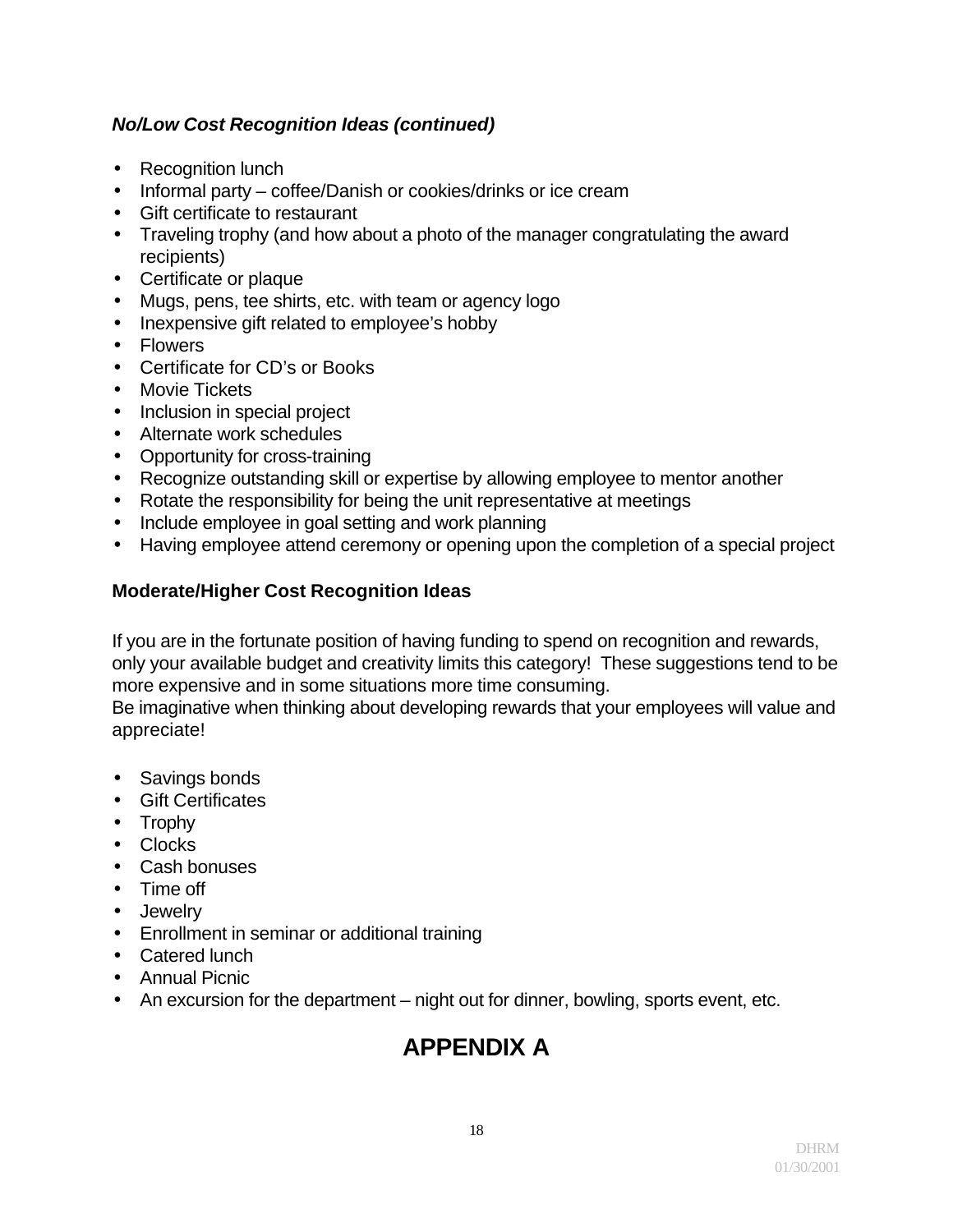***No/Low Cost Recognition Ideas (continued)***

- Recognition lunch
- Informal party – coffee/Danish or cookies/drinks or ice cream
- Gift certificate to restaurant
- Traveling trophy (and how about a photo of the manager congratulating the award recipients)
- Certificate or plaque
- Mugs, pens, tee shirts, etc. with team or agency logo
- Inexpensive gift related to employee's hobby
- Flowers
- Certificate for CD's or Books
- Movie Tickets
- Inclusion in special project
- Alternate work schedules
- Opportunity for cross-training
- Recognize outstanding skill or expertise by allowing employee to mentor another
- Rotate the responsibility for being the unit representative at meetings
- Include employee in goal setting and work planning
- Having employee attend ceremony or opening upon the completion of a special project

**Moderate/Higher Cost Recognition Ideas**

If you are in the fortunate position of having funding to spend on recognition and rewards, only your available budget and creativity limits this category! These suggestions tend to be more expensive and in some situations more time consuming.
Be imaginative when thinking about developing rewards that your employees will value and appreciate!

- Savings bonds
- Gift Certificates
- Trophy
- Clocks
- Cash bonuses
- Time off
- Jewelry
- Enrollment in seminar or additional training
- Catered lunch
- Annual Picnic
- An excursion for the department – night out for dinner, bowling, sports event, etc.

# APPENDIX A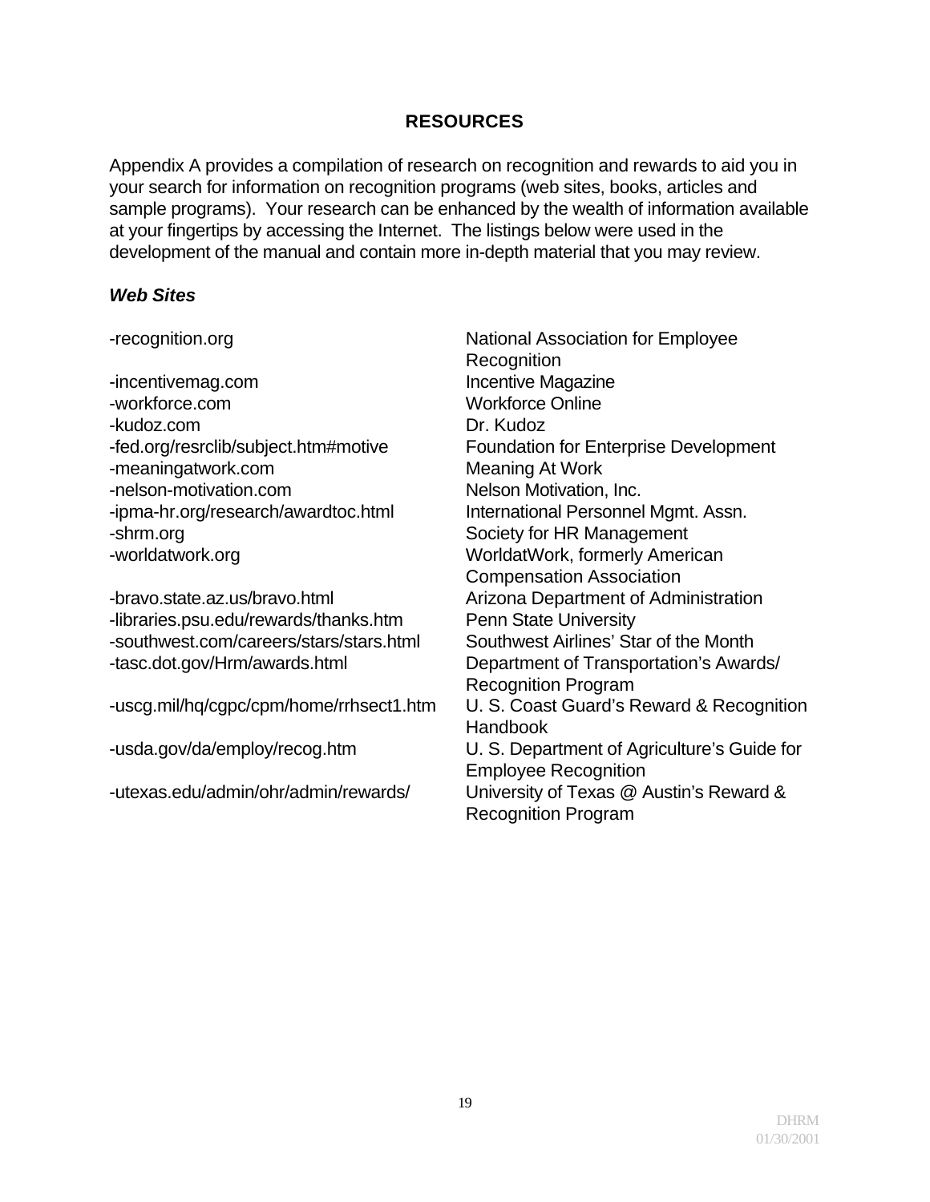## RESOURCES

Appendix A provides a compilation of research on recognition and rewards to aid you in your search for information on recognition programs (web sites, books, articles and sample programs). Your research can be enhanced by the wealth of information available at your fingertips by accessing the Internet. The listings below were used in the development of the manual and contain more in-depth material that you may review.

### *Web Sites*

| | |
|---|---|
| -recognition.org | National Association for Employee Recognition |
| -incentivemag.com | Incentive Magazine |
| -workforce.com | Workforce Online |
| -kudoz.com | Dr. Kudoz |
| -fed.org/resrclib/subject.htm#motive | Foundation for Enterprise Development |
| -meaningatwork.com | Meaning At Work |
| -nelson-motivation.com | Nelson Motivation, Inc. |
| -ipma-hr.org/research/awardtoc.html | International Personnel Mgmt. Assn. |
| -shrm.org | Society for HR Management |
| -worldatwork.org | WorldatWork, formerly American Compensation Association |
| -bravo.state.az.us/bravo.html | Arizona Department of Administration |
| -libraries.psu.edu/rewards/thanks.htm | Penn State University |
| -southwest.com/careers/stars/stars.html | Southwest Airlines' Star of the Month |
| -tasc.dot.gov/Hrm/awards.html | Department of Transportation's Awards/ Recognition Program |
| -uscg.mil/hq/cgpc/cpm/home/rrhsect1.htm | U. S. Coast Guard's Reward & Recognition Handbook |
| -usda.gov/da/employ/recog.htm | U. S. Department of Agriculture's Guide for Employee Recognition |
| -utexas.edu/admin/ohr/admin/rewards/ | University of Texas @ Austin's Reward & Recognition Program |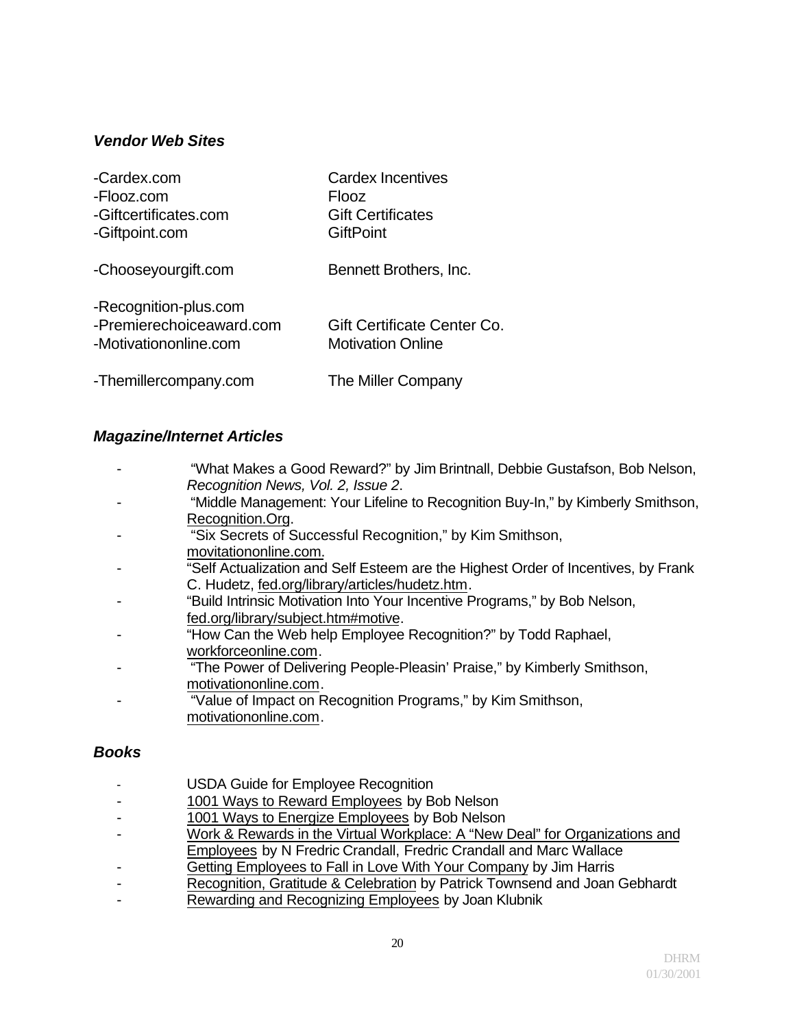### *Vendor Web Sites*

| | |
|---|---|
| -Cardex.com | Cardex Incentives |
| -Flooz.com | Flooz |
| -Giftcertificates.com | Gift Certificates |
| -Giftpoint.com | GiftPoint |
| -Chooseyourgift.com | Bennett Brothers, Inc. |
| -Recognition-plus.com | |
| -Premierechoiceaward.com | Gift Certificate Center Co. |
| -Motivationonline.com | Motivation Online |
| -Themillercompany.com | The Miller Company |

### *Magazine/Internet Articles*

- "What Makes a Good Reward?" by Jim Brintnall, Debbie Gustafson, Bob Nelson, *Recognition News, Vol. 2, Issue 2*.
- "Middle Management: Your Lifeline to Recognition Buy-In," by Kimberly Smithson, Recognition.Org.
- "Six Secrets of Successful Recognition," by Kim Smithson, movitationonline.com.
- "Self Actualization and Self Esteem are the Highest Order of Incentives, by Frank C. Hudetz, fed.org/library/articles/hudetz.htm.
- "Build Intrinsic Motivation Into Your Incentive Programs," by Bob Nelson, fed.org/library/subject.htm#motive.
- "How Can the Web help Employee Recognition?" by Todd Raphael, workforceonline.com.
- "The Power of Delivering People-Pleasin' Praise," by Kimberly Smithson, motivationonline.com.
- "Value of Impact on Recognition Programs," by Kim Smithson, motivationonline.com.

### *Books*

- USDA Guide for Employee Recognition
- 1001 Ways to Reward Employees by Bob Nelson
- 1001 Ways to Energize Employees by Bob Nelson
- Work & Rewards in the Virtual Workplace: A "New Deal" for Organizations and Employees by N Fredric Crandall, Fredric Crandall and Marc Wallace
- Getting Employees to Fall in Love With Your Company by Jim Harris
- Recognition, Gratitude & Celebration by Patrick Townsend and Joan Gebhardt
- Rewarding and Recognizing Employees by Joan Klubnik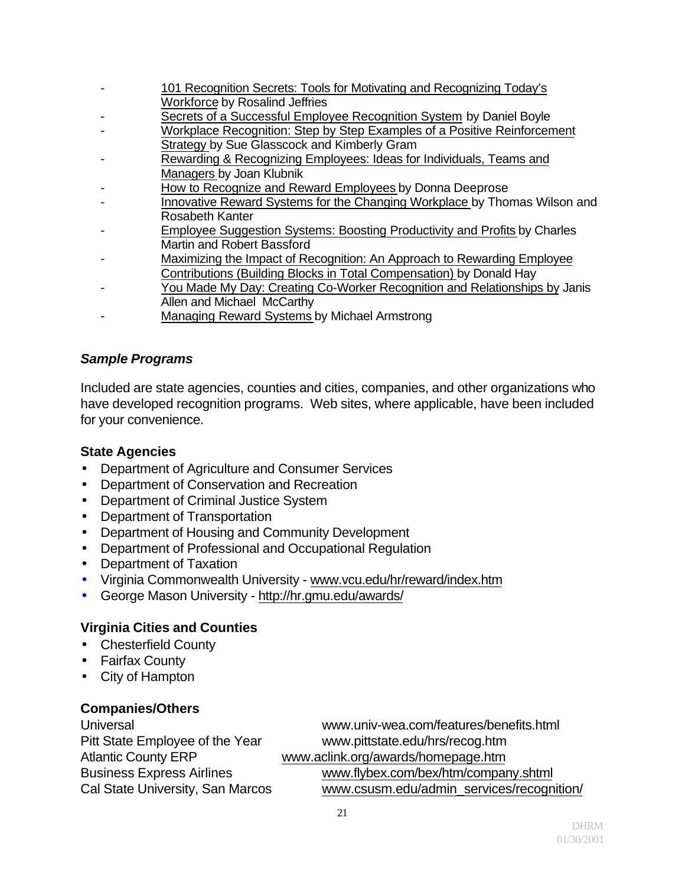- 101 Recognition Secrets: Tools for Motivating and Recognizing Today's Workforce by Rosalind Jeffries
- Secrets of a Successful Employee Recognition System by Daniel Boyle
- Workplace Recognition: Step by Step Examples of a Positive Reinforcement Strategy by Sue Glasscock and Kimberly Gram
- Rewarding & Recognizing Employees: Ideas for Individuals, Teams and Managers by Joan Klubnik
- How to Recognize and Reward Employees by Donna Deeprose
- Innovative Reward Systems for the Changing Workplace by Thomas Wilson and Rosabeth Kanter
- Employee Suggestion Systems: Boosting Productivity and Profits by Charles Martin and Robert Bassford
- Maximizing the Impact of Recognition: An Approach to Rewarding Employee Contributions (Building Blocks in Total Compensation) by Donald Hay
- You Made My Day: Creating Co-Worker Recognition and Relationships by Janis Allen and Michael McCarthy
- Managing Reward Systems by Michael Armstrong

### *Sample Programs*

Included are state agencies, counties and cities, companies, and other organizations who have developed recognition programs. Web sites, where applicable, have been included for your convenience.

#### State Agencies

- Department of Agriculture and Consumer Services
- Department of Conservation and Recreation
- Department of Criminal Justice System
- Department of Transportation
- Department of Housing and Community Development
- Department of Professional and Occupational Regulation
- Department of Taxation
- Virginia Commonwealth University - www.vcu.edu/hr/reward/index.htm
- George Mason University - http://hr.gmu.edu/awards/

#### Virginia Cities and Counties

- Chesterfield County
- Fairfax County
- City of Hampton

#### Companies/Others

| | |
|---|---|
| Universal | www.univ-wea.com/features/benefits.html |
| Pitt State Employee of the Year | www.pittstate.edu/hrs/recog.htm |
| Atlantic County ERP | www.aclink.org/awards/homepage.htm |
| Business Express Airlines | www.flybex.com/bex/htm/company.shtml |
| Cal State University, San Marcos | www.csusm.edu/admin_services/recognition/ |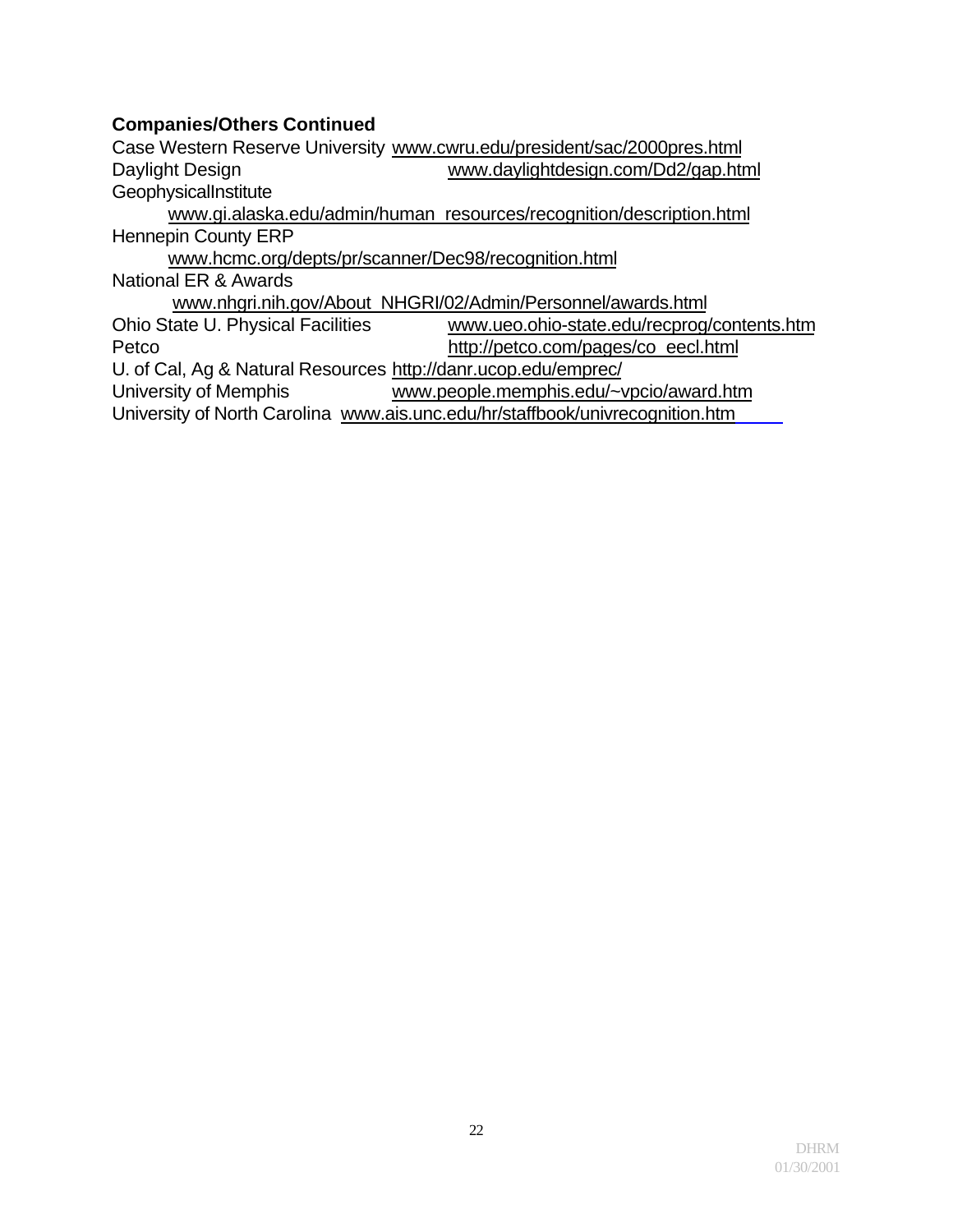**Companies/Others Continued**

Case Western Reserve University www.cwru.edu/president/sac/2000pres.html
Daylight Design www.daylightdesign.com/Dd2/gap.html
GeophysicalInstitute
www.gi.alaska.edu/admin/human_resources/recognition/description.html
Hennepin County ERP
www.hcmc.org/depts/pr/scanner/Dec98/recognition.html
National ER & Awards
www.nhgri.nih.gov/About_NHGRI/02/Admin/Personnel/awards.html
Ohio State U. Physical Facilities www.ueo.ohio-state.edu/recprog/contents.htm
Petco http://petco.com/pages/co_eecl.html
U. of Cal, Ag & Natural Resources http://danr.ucop.edu/emprec/
University of Memphis www.people.memphis.edu/~vpcio/award.htm
University of North Carolina www.ais.unc.edu/hr/staffbook/univrecognition.htm

DHRM
01/30/2001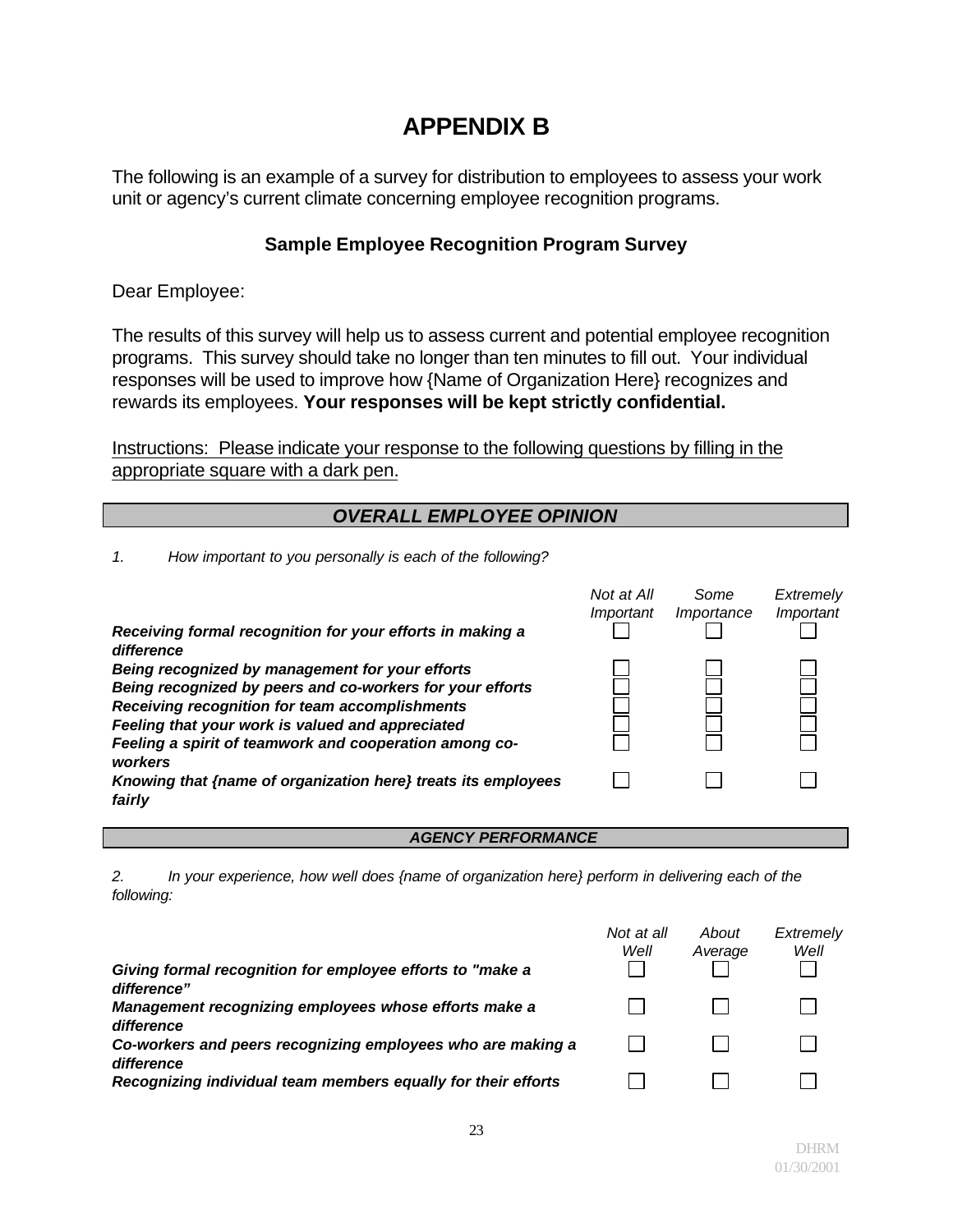# APPENDIX B

The following is an example of a survey for distribution to employees to assess your work unit or agency's current climate concerning employee recognition programs.

### Sample Employee Recognition Program Survey

Dear Employee:

The results of this survey will help us to assess current and potential employee recognition programs. This survey should take no longer than ten minutes to fill out. Your individual responses will be used to improve how {Name of Organization Here} recognizes and rewards its employees. **Your responses will be kept strictly confidential.**

<u>Instructions: Please indicate your response to the following questions by filling in the appropriate square with a dark pen.</u>

## *OVERALL EMPLOYEE OPINION*

*1. How important to you personally is each of the following?*

| | *Not at All Important* | *Some Importance* | *Extremely Important* |
|---|---|---|---|
| ***Receiving formal recognition for your efforts in making a difference*** | ☐ | ☐ | ☐ |
| ***Being recognized by management for your efforts*** | ☐ | ☐ | ☐ |
| ***Being recognized by peers and co-workers for your efforts*** | ☐ | ☐ | ☐ |
| ***Receiving recognition for team accomplishments*** | ☐ | ☐ | ☐ |
| ***Feeling that your work is valued and appreciated*** | ☐ | ☐ | ☐ |
| ***Feeling a spirit of teamwork and cooperation among co-workers*** | ☐ | ☐ | ☐ |
| ***Knowing that {name of organization here} treats its employees fairly*** | ☐ | ☐ | ☐ |

## *AGENCY PERFORMANCE*

*2. In your experience, how well does {name of organization here} perform in delivering each of the following:*

| | *Not at all Well* | *About Average* | *Extremely Well* |
|---|---|---|---|
| ***Giving formal recognition for employee efforts to "make a difference"*** | ☐ | ☐ | ☐ |
| ***Management recognizing employees whose efforts make a difference*** | ☐ | ☐ | ☐ |
| ***Co-workers and peers recognizing employees who are making a difference*** | ☐ | ☐ | ☐ |
| ***Recognizing individual team members equally for their efforts*** | ☐ | ☐ | ☐ |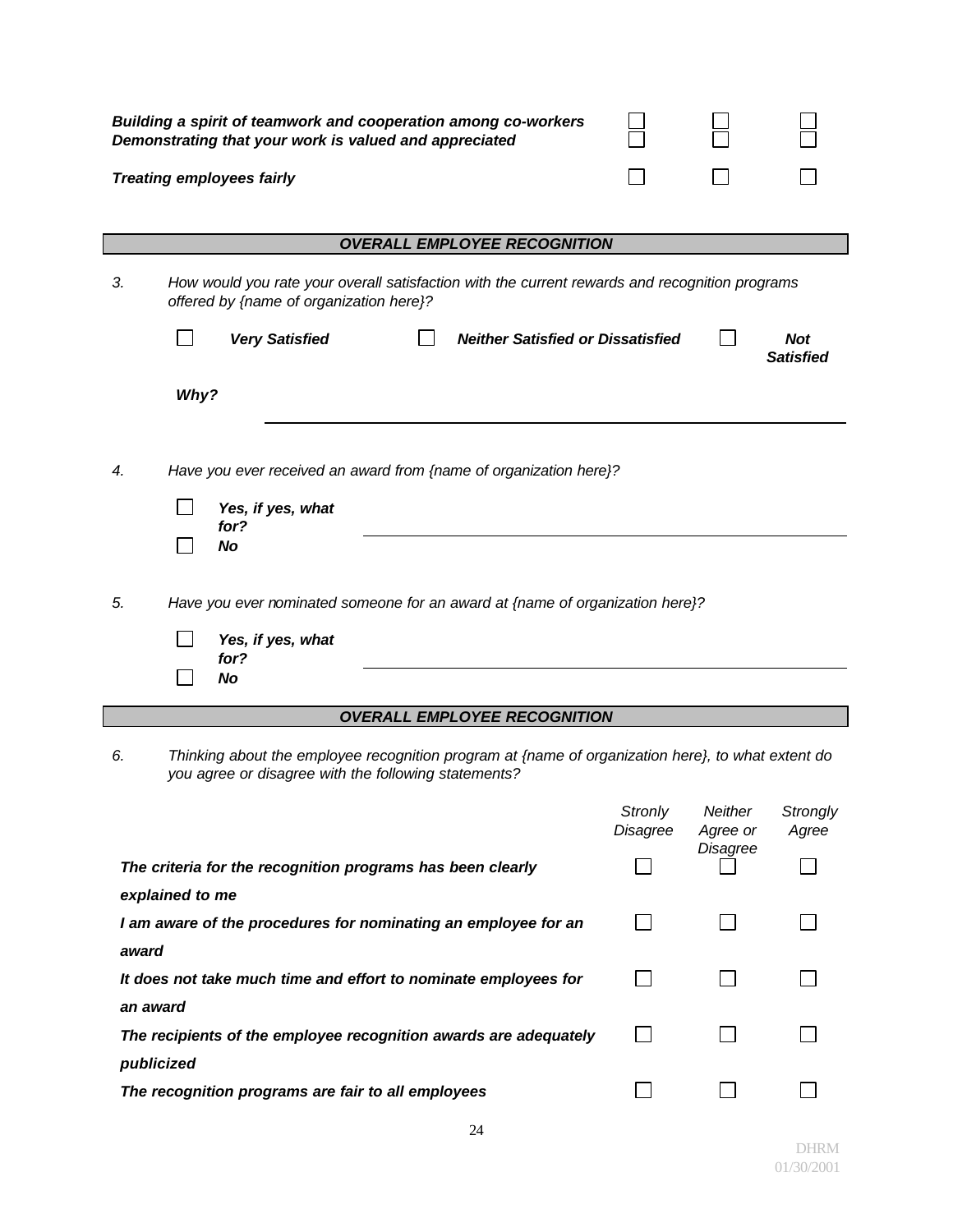| | | | |
|---|---|---|---|
| ***Building a spirit of teamwork and cooperation among co-workers*** | ☐ | ☐ | ☐ |
| ***Demonstrating that your work is valued and appreciated*** | ☐ | ☐ | ☐ |
| ***Treating employees fairly*** | ☐ | ☐ | ☐ |

## *OVERALL EMPLOYEE RECOGNITION*

3. *How would you rate your overall satisfaction with the current rewards and recognition programs offered by {name of organization here}?*

   ☐ ***Very Satisfied*** ☐ ***Neither Satisfied or Dissatisfied*** ☐ ***Not Satisfied***

   ***Why?*** ______________________________

4. *Have you ever received an award from {name of organization here}?*

   ☐ ***Yes, if yes, what for?*** ______________________________
   ☐ ***No***

5. *Have you ever nominated someone for an award at {name of organization here}?*

   ☐ ***Yes, if yes, what for?*** ______________________________
   ☐ ***No***

## *OVERALL EMPLOYEE RECOGNITION*

6. *Thinking about the employee recognition program at {name of organization here}, to what extent do you agree or disagree with the following statements?*

| | *Stronly Disagree* | *Neither Agree or Disagree* | *Strongly Agree* |
|---|---|---|---|
| ***The criteria for the recognition programs has been clearly explained to me*** | ☐ | ☐ | ☐ |
| ***I am aware of the procedures for nominating an employee for an award*** | ☐ | ☐ | ☐ |
| ***It does not take much time and effort to nominate employees for an award*** | ☐ | ☐ | ☐ |
| ***The recipients of the employee recognition awards are adequately publicized*** | ☐ | ☐ | ☐ |
| ***The recognition programs are fair to all employees*** | ☐ | ☐ | ☐ |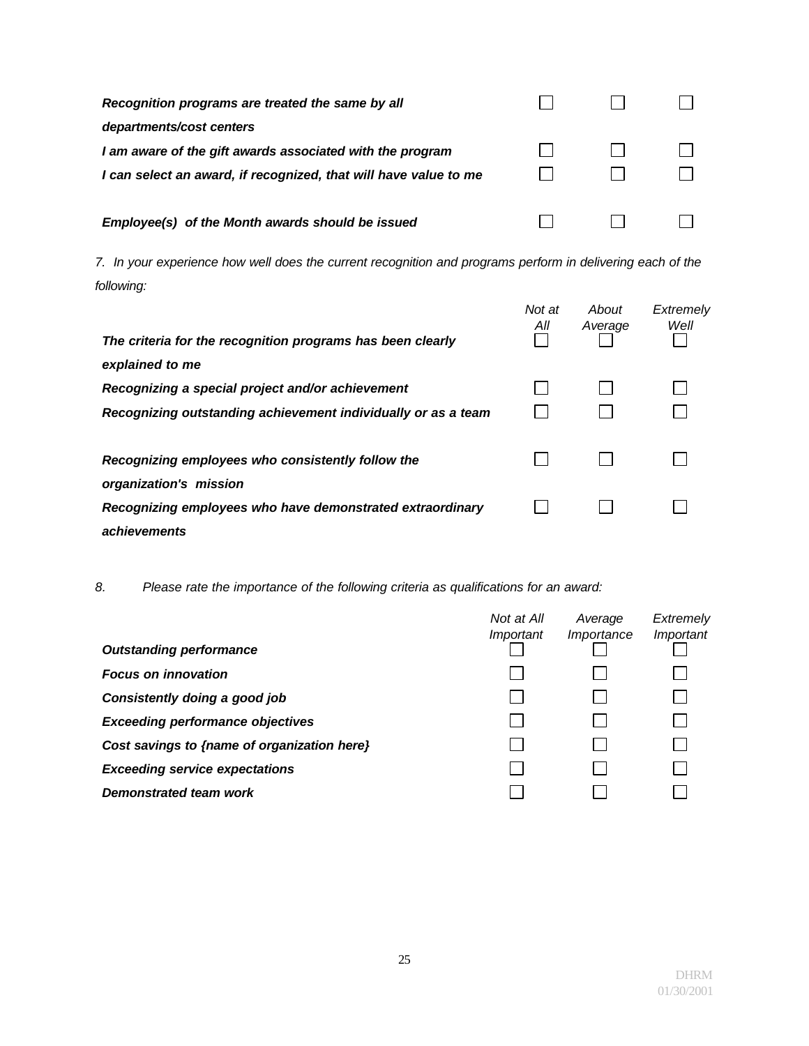| | | | |
|---|---|---|---|
| ***Recognition programs are treated the same by all departments/cost centers*** | ☐ | ☐ | ☐ |
| ***I am aware of the gift awards associated with the program*** | ☐ | ☐ | ☐ |
| ***I can select an award, if recognized, that will have value to me*** | ☐ | ☐ | ☐ |
| ***Employee(s) of the Month awards should be issued*** | ☐ | ☐ | ☐ |

*7. In your experience how well does the current recognition and programs perform in delivering each of the following:*

| | *Not at All* | *About Average* | *Extremely Well* |
|---|---|---|---|
| ***The criteria for the recognition programs has been clearly explained to me*** | ☐ | ☐ | ☐ |
| ***Recognizing a special project and/or achievement*** | ☐ | ☐ | ☐ |
| ***Recognizing outstanding achievement individually or as a team*** | ☐ | ☐ | ☐ |
| ***Recognizing employees who consistently follow the organization's mission*** | ☐ | ☐ | ☐ |
| ***Recognizing employees who have demonstrated extraordinary achievements*** | ☐ | ☐ | ☐ |

*8. Please rate the importance of the following criteria as qualifications for an award:*

| | *Not at All Important* | *Average Importance* | *Extremely Important* |
|---|---|---|---|
| ***Outstanding performance*** | ☐ | ☐ | ☐ |
| ***Focus on innovation*** | ☐ | ☐ | ☐ |
| ***Consistently doing a good job*** | ☐ | ☐ | ☐ |
| ***Exceeding performance objectives*** | ☐ | ☐ | ☐ |
| ***Cost savings to {name of organization here}*** | ☐ | ☐ | ☐ |
| ***Exceeding service expectations*** | ☐ | ☐ | ☐ |
| ***Demonstrated team work*** | ☐ | ☐ | ☐ |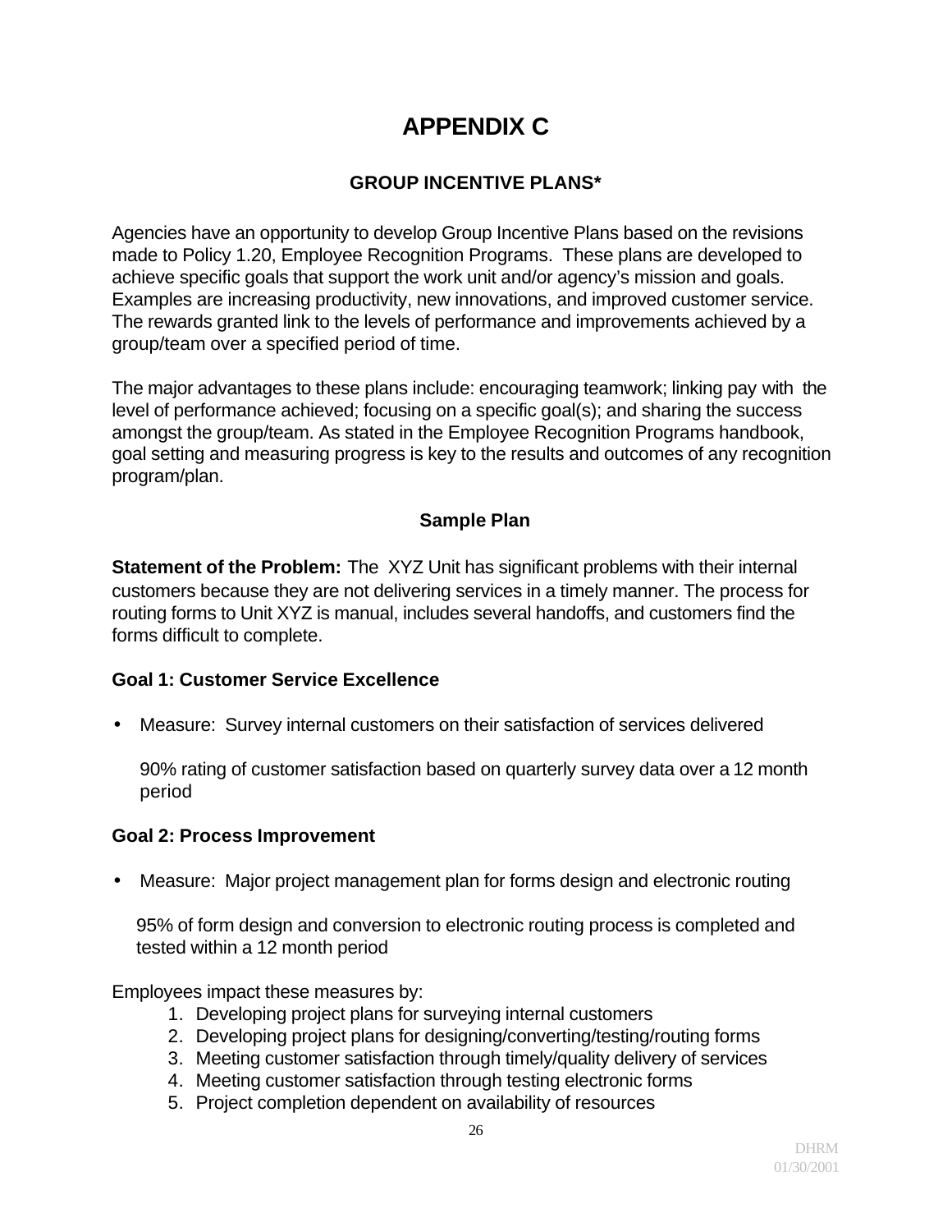# APPENDIX C

## GROUP INCENTIVE PLANS*

Agencies have an opportunity to develop Group Incentive Plans based on the revisions made to Policy 1.20, Employee Recognition Programs. These plans are developed to achieve specific goals that support the work unit and/or agency's mission and goals. Examples are increasing productivity, new innovations, and improved customer service. The rewards granted link to the levels of performance and improvements achieved by a group/team over a specified period of time.

The major advantages to these plans include: encouraging teamwork; linking pay with the level of performance achieved; focusing on a specific goal(s); and sharing the success amongst the group/team. As stated in the Employee Recognition Programs handbook, goal setting and measuring progress is key to the results and outcomes of any recognition program/plan.

### Sample Plan

**Statement of the Problem:** The XYZ Unit has significant problems with their internal customers because they are not delivering services in a timely manner. The process for routing forms to Unit XYZ is manual, includes several handoffs, and customers find the forms difficult to complete.

**Goal 1: Customer Service Excellence**

- Measure: Survey internal customers on their satisfaction of services delivered

  90% rating of customer satisfaction based on quarterly survey data over a 12 month period

**Goal 2: Process Improvement**

- Measure: Major project management plan for forms design and electronic routing

  95% of form design and conversion to electronic routing process is completed and tested within a 12 month period

Employees impact these measures by:

1. Developing project plans for surveying internal customers
2. Developing project plans for designing/converting/testing/routing forms
3. Meeting customer satisfaction through timely/quality delivery of services
4. Meeting customer satisfaction through testing electronic forms
5. Project completion dependent on availability of resources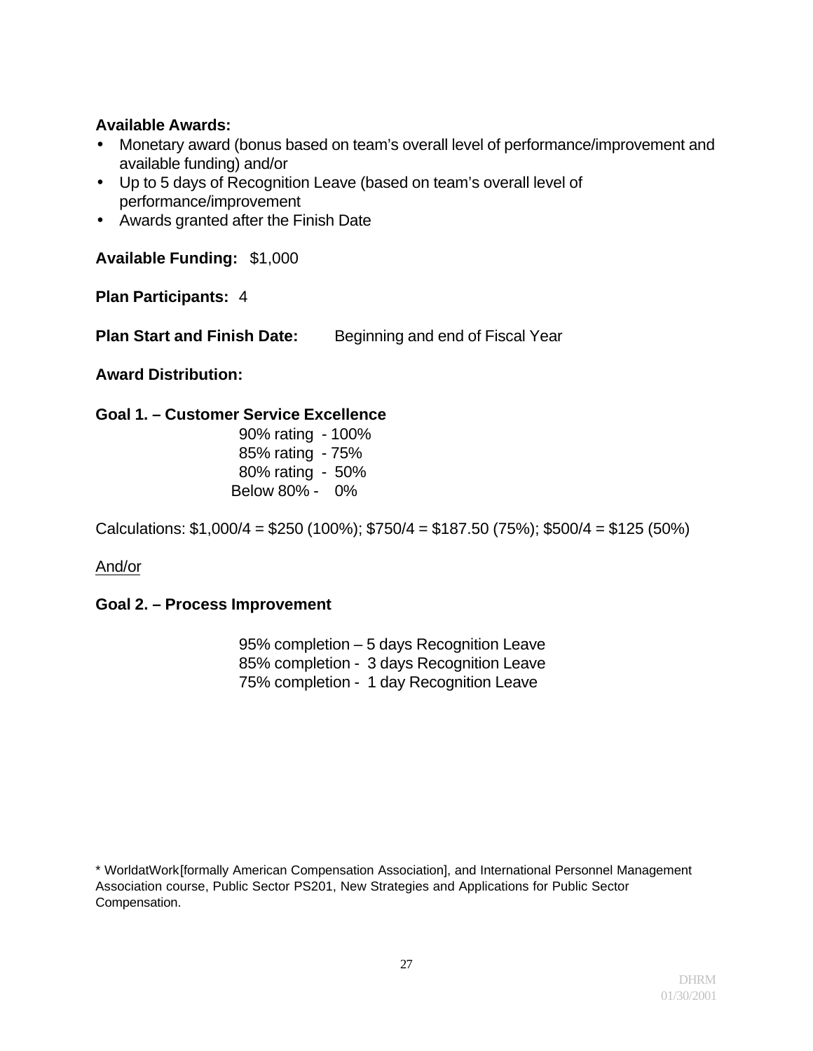**Available Awards:**

- Monetary award (bonus based on team's overall level of performance/improvement and available funding) and/or
- Up to 5 days of Recognition Leave (based on team's overall level of performance/improvement
- Awards granted after the Finish Date

**Available Funding:** $1,000

**Plan Participants:** 4

**Plan Start and Finish Date:** Beginning and end of Fiscal Year

**Award Distribution:**

**Goal 1. – Customer Service Excellence**

90% rating - 100%
85% rating - 75%
80% rating - 50%
Below 80% - 0%

Calculations: $1,000/4 = $250 (100%); $750/4 = $187.50 (75%); $500/4 = $125 (50%)

And/or

**Goal 2. – Process Improvement**

95% completion – 5 days Recognition Leave
85% completion - 3 days Recognition Leave
75% completion - 1 day Recognition Leave

* WorldatWork[formally American Compensation Association], and International Personnel Management Association course, Public Sector PS201, New Strategies and Applications for Public Sector Compensation.